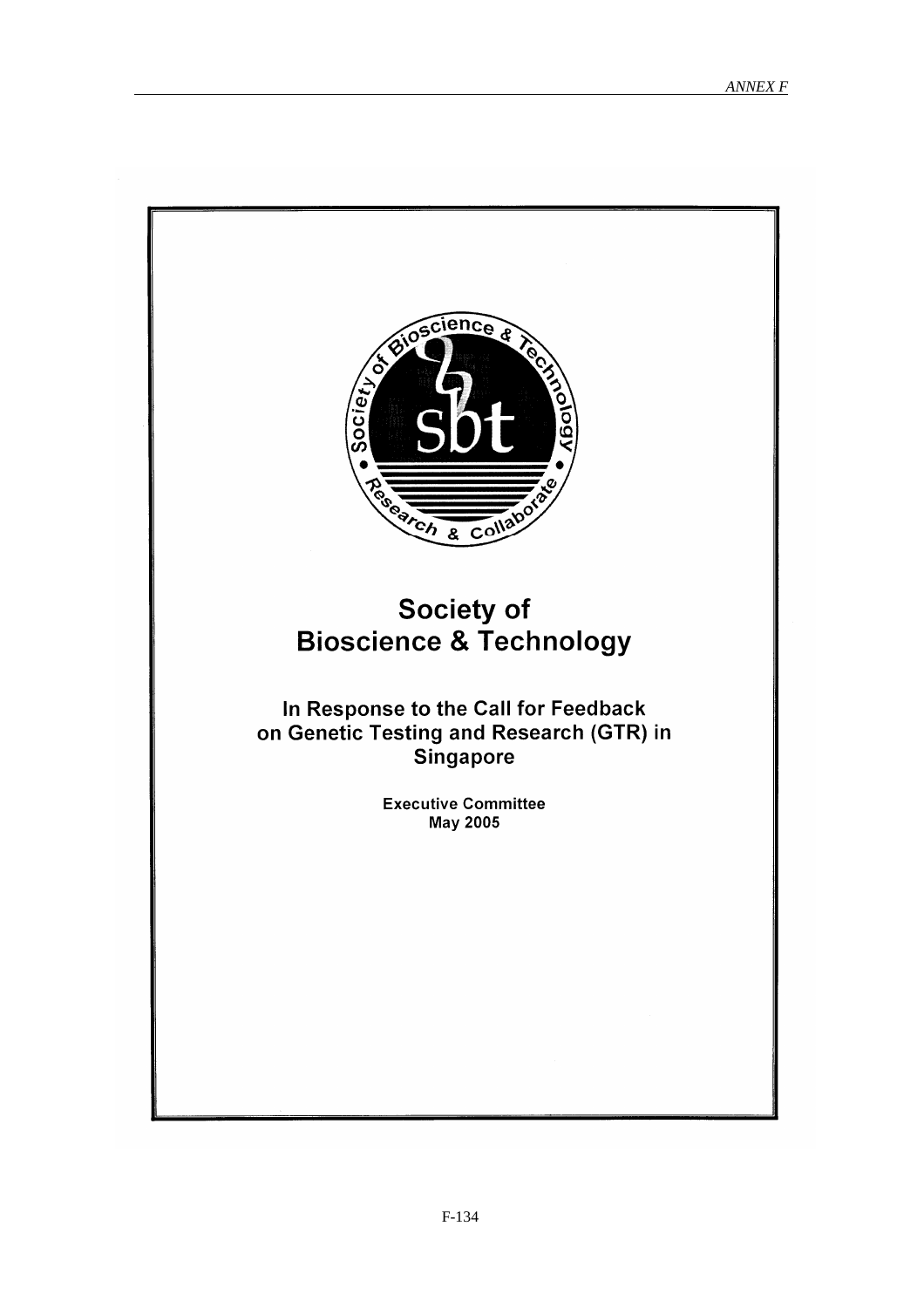# Society of Bioscience & Technology

## In Response to the Call for Feedback on Genetic Testing and Research (GTR) in Singapore

**Executive Committee**
**May 2005**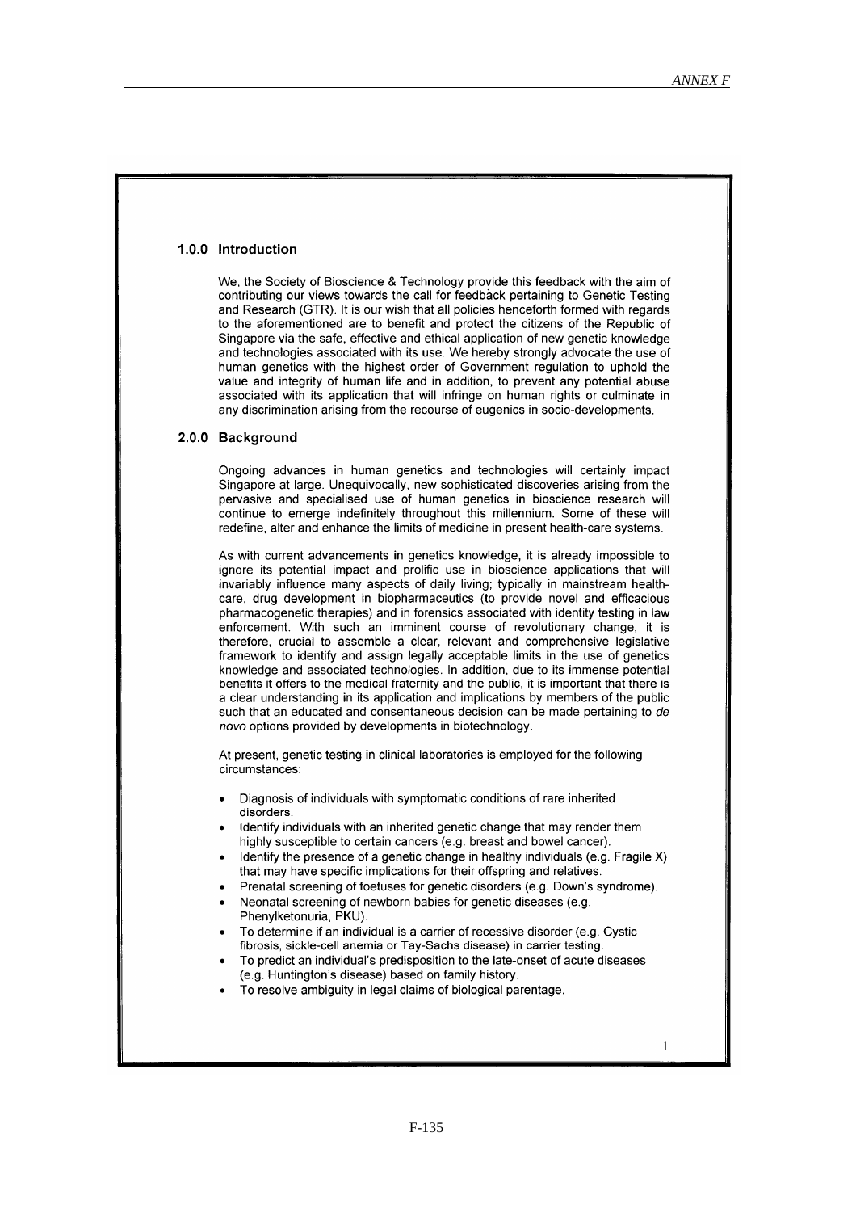## 1.0.0 Introduction

We, the Society of Bioscience & Technology provide this feedback with the aim of contributing our views towards the call for feedback pertaining to Genetic Testing and Research (GTR). It is our wish that all policies henceforth formed with regards to the aforementioned are to benefit and protect the citizens of the Republic of Singapore via the safe, effective and ethical application of new genetic knowledge and technologies associated with its use. We hereby strongly advocate the use of human genetics with the highest order of Government regulation to uphold the value and integrity of human life and in addition, to prevent any potential abuse associated with its application that will infringe on human rights or culminate in any discrimination arising from the recourse of eugenics in socio-developments.

## 2.0.0 Background

Ongoing advances in human genetics and technologies will certainly impact Singapore at large. Unequivocally, new sophisticated discoveries arising from the pervasive and specialised use of human genetics in bioscience research will continue to emerge indefinitely throughout this millennium. Some of these will redefine, alter and enhance the limits of medicine in present health-care systems.

As with current advancements in genetics knowledge, it is already impossible to ignore its potential impact and prolific use in bioscience applications that will invariably influence many aspects of daily living; typically in mainstream health-care, drug development in biopharmaceutics (to provide novel and efficacious pharmacogenetic therapies) and in forensics associated with identity testing in law enforcement. With such an imminent course of revolutionary change, it is therefore, crucial to assemble a clear, relevant and comprehensive legislative framework to identify and assign legally acceptable limits in the use of genetics knowledge and associated technologies. In addition, due to its immense potential benefits it offers to the medical fraternity and the public, it is important that there is a clear understanding in its application and implications by members of the public such that an educated and consentaneous decision can be made pertaining to *de novo* options provided by developments in biotechnology.

At present, genetic testing in clinical laboratories is employed for the following circumstances:

- Diagnosis of individuals with symptomatic conditions of rare inherited disorders.
- Identify individuals with an inherited genetic change that may render them highly susceptible to certain cancers (e.g. breast and bowel cancer).
- Identify the presence of a genetic change in healthy individuals (e.g. Fragile X) that may have specific implications for their offspring and relatives.
- Prenatal screening of foetuses for genetic disorders (e.g. Down's syndrome).
- Neonatal screening of newborn babies for genetic diseases (e.g. Phenylketonuria, PKU).
- To determine if an individual is a carrier of recessive disorder (e.g. Cystic fibrosis, sickle-cell anemia or Tay-Sachs disease) in carrier testing.
- To predict an individual's predisposition to the late-onset of acute diseases (e.g. Huntington's disease) based on family history.
- To resolve ambiguity in legal claims of biological parentage.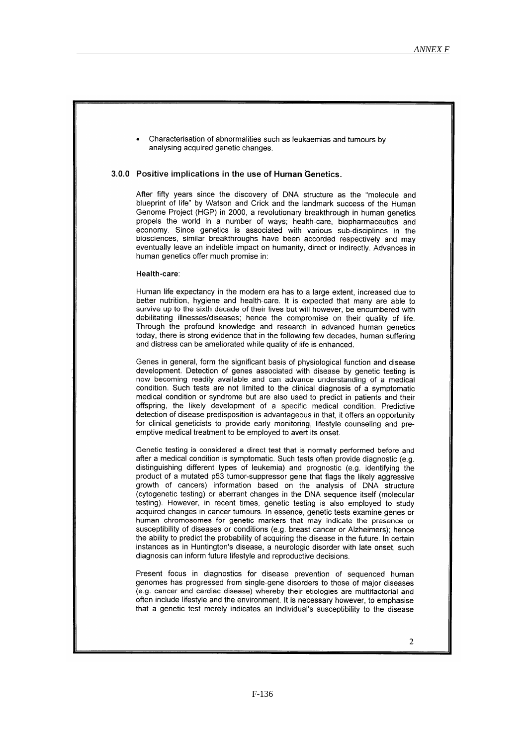- Characterisation of abnormalities such as leukaemias and tumours by analysing acquired genetic changes.

## 3.0.0 Positive implications in the use of Human Genetics.

After fifty years since the discovery of DNA structure as the "molecule and blueprint of life" by Watson and Crick and the landmark success of the Human Genome Project (HGP) in 2000, a revolutionary breakthrough in human genetics propels the world in a number of ways; health-care, biopharmaceutics and economy. Since genetics is associated with various sub-disciplines in the biosciences, similar breakthroughs have been accorded respectively and may eventually leave an indelible impact on humanity, direct or indirectly. Advances in human genetics offer much promise in:

**Health-care**:

Human life expectancy in the modern era has to a large extent, increased due to better nutrition, hygiene and health-care. It is expected that many are able to survive up to the sixth decade of their lives but will however, be encumbered with debilitating illnesses/diseases; hence the compromise on their quality of life. Through the profound knowledge and research in advanced human genetics today, there is strong evidence that in the following few decades, human suffering and distress can be ameliorated while quality of life is enhanced.

Genes in general, form the significant basis of physiological function and disease development. Detection of genes associated with disease by genetic testing is now becoming readily available and can advance understanding of a medical condition. Such tests are not limited to the clinical diagnosis of a symptomatic medical condition or syndrome but are also used to predict in patients and their offspring, the likely development of a specific medical condition. Predictive detection of disease predisposition is advantageous in that, it offers an opportunity for clinical geneticists to provide early monitoring, lifestyle counseling and pre-emptive medical treatment to be employed to avert its onset.

Genetic testing is considered a direct test that is normally performed before and after a medical condition is symptomatic. Such tests often provide diagnostic (e.g. distinguishing different types of leukemia) and prognostic (e.g. identifying the product of a mutated p53 tumor-suppressor gene that flags the likely aggressive growth of cancers) information based on the analysis of DNA structure (cytogenetic testing) or aberrant changes in the DNA sequence itself (molecular testing). However, in recent times, genetic testing is also employed to study acquired changes in cancer tumours. In essence, genetic tests examine genes or human chromosomes for genetic markers that may indicate the presence or susceptibility of diseases or conditions (e.g. breast cancer or Alzheimers); hence the ability to predict the probability of acquiring the disease in the future. In certain instances as in Huntington's disease, a neurologic disorder with late onset, such diagnosis can inform future lifestyle and reproductive decisions.

Present focus in diagnostics for disease prevention of sequenced human genomes has progressed from single-gene disorders to those of major diseases (e.g. cancer and cardiac disease) whereby their etiologies are multifactorial and often include lifestyle and the environment. It is necessary however, to emphasise that a genetic test merely indicates an individual's susceptibility to the disease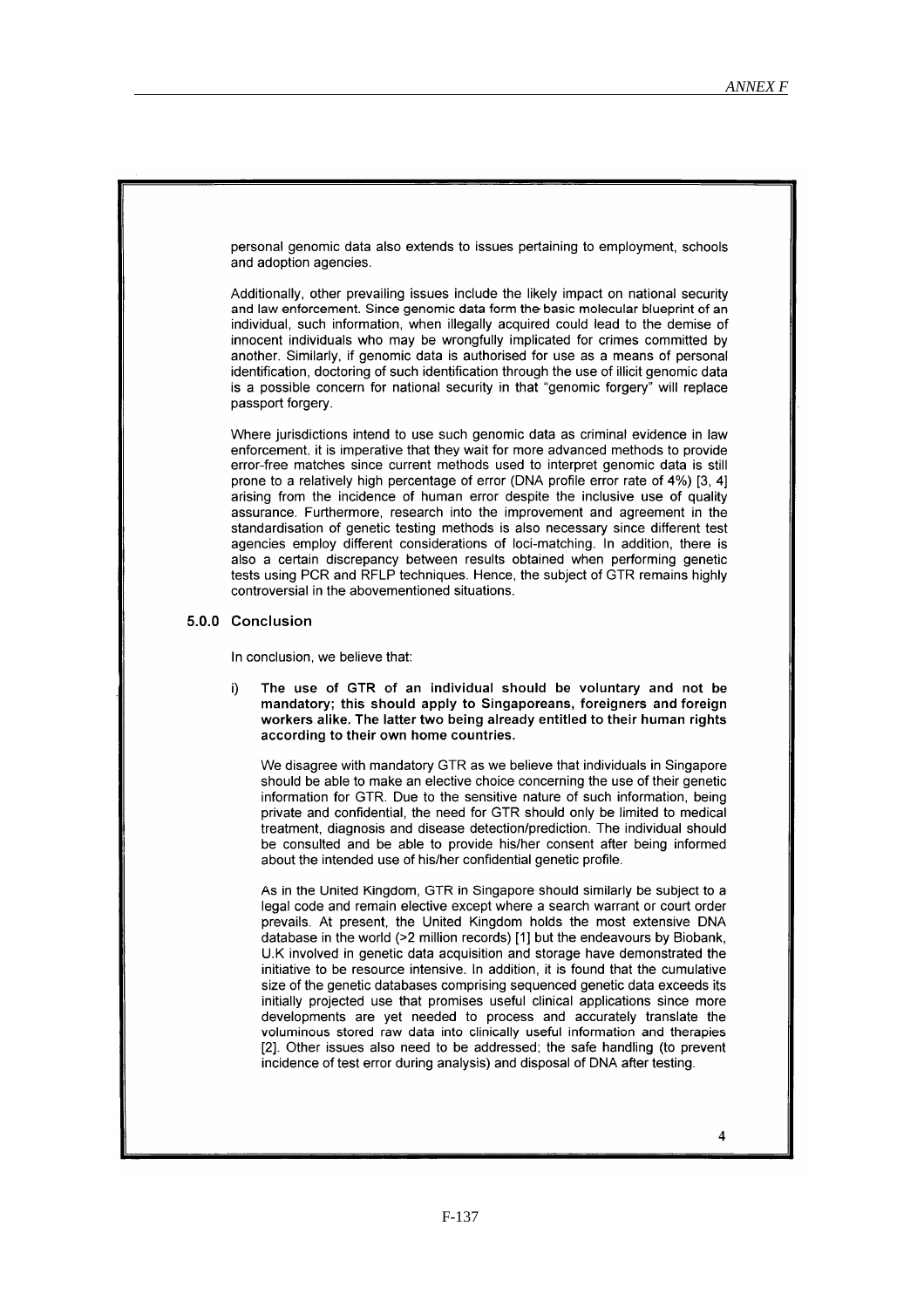personal genomic data also extends to issues pertaining to employment, schools and adoption agencies.

Additionally, other prevailing issues include the likely impact on national security and law enforcement. Since genomic data form the basic molecular blueprint of an individual, such information, when illegally acquired could lead to the demise of innocent individuals who may be wrongfully implicated for crimes committed by another. Similarly, if genomic data is authorised for use as a means of personal identification, doctoring of such identification through the use of illicit genomic data is a possible concern for national security in that "genomic forgery" will replace passport forgery.

Where jurisdictions intend to use such genomic data as criminal evidence in law enforcement, it is imperative that they wait for more advanced methods to provide error-free matches since current methods used to interpret genomic data is still prone to a relatively high percentage of error (DNA profile error rate of 4%) [3, 4] arising from the incidence of human error despite the inclusive use of quality assurance. Furthermore, research into the improvement and agreement in the standardisation of genetic testing methods is also necessary since different test agencies employ different considerations of loci-matching. In addition, there is also a certain discrepancy between results obtained when performing genetic tests using PCR and RFLP techniques. Hence, the subject of GTR remains highly controversial in the abovementioned situations.

## 5.0.0 Conclusion

In conclusion, we believe that:

i) **The use of GTR of an individual should be voluntary and not be mandatory; this should apply to Singaporeans, foreigners and foreign workers alike. The latter two being already entitled to their human rights according to their own home countries.**

We disagree with mandatory GTR as we believe that individuals in Singapore should be able to make an elective choice concerning the use of their genetic information for GTR. Due to the sensitive nature of such information, being private and confidential, the need for GTR should only be limited to medical treatment, diagnosis and disease detection/prediction. The individual should be consulted and be able to provide his/her consent after being informed about the intended use of his/her confidential genetic profile.

As in the United Kingdom, GTR in Singapore should similarly be subject to a legal code and remain elective except where a search warrant or court order prevails. At present, the United Kingdom holds the most extensive DNA database in the world (>2 million records) [1] but the endeavours by Biobank, U.K involved in genetic data acquisition and storage have demonstrated the initiative to be resource intensive. In addition, it is found that the cumulative size of the genetic databases comprising sequenced genetic data exceeds its initially projected use that promises useful clinical applications since more developments are yet needed to process and accurately translate the voluminous stored raw data into clinically useful information and therapies [2]. Other issues also need to be addressed; the safe handling (to prevent incidence of test error during analysis) and disposal of DNA after testing.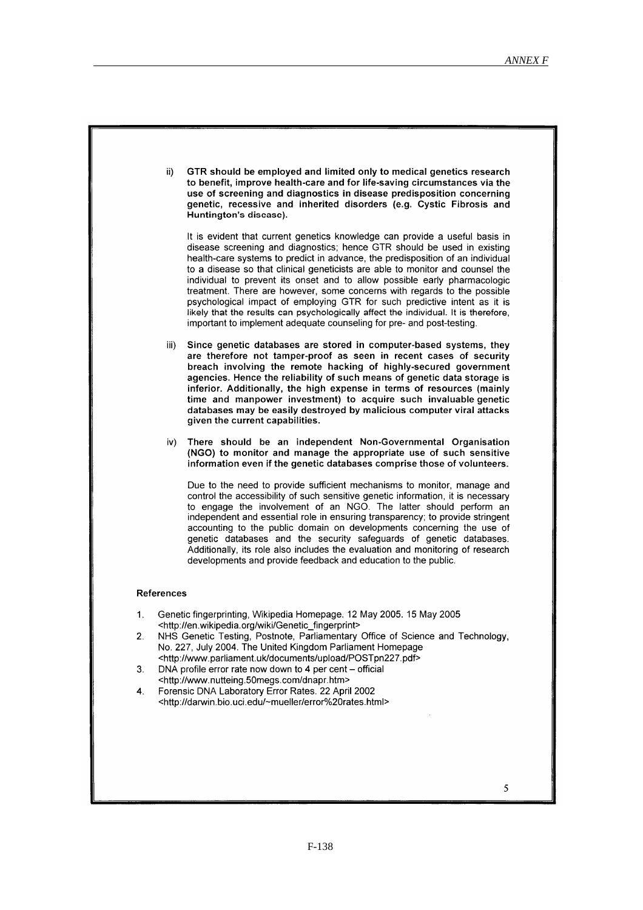ii) **GTR should be employed and limited only to medical genetics research to benefit, improve health-care and for life-saving circumstances via the use of screening and diagnostics in disease predisposition concerning genetic, recessive and inherited disorders (e.g. Cystic Fibrosis and Huntington's disease).**

It is evident that current genetics knowledge can provide a useful basis in disease screening and diagnostics; hence GTR should be used in existing health-care systems to predict in advance, the predisposition of an individual to a disease so that clinical geneticists are able to monitor and counsel the individual to prevent its onset and to allow possible early pharmacologic treatment. There are however, some concerns with regards to the possible psychological impact of employing GTR for such predictive intent as it is likely that the results can psychologically affect the individual. It is therefore, important to implement adequate counseling for pre- and post-testing.

iii) **Since genetic databases are stored in computer-based systems, they are therefore not tamper-proof as seen in recent cases of security breach involving the remote hacking of highly-secured government agencies. Hence the reliability of such means of genetic data storage is inferior. Additionally, the high expense in terms of resources (mainly time and manpower investment) to acquire such invaluable genetic databases may be easily destroyed by malicious computer viral attacks given the current capabilities.**

iv) **There should be an independent Non-Governmental Organisation (NGO) to monitor and manage the appropriate use of such sensitive information even if the genetic databases comprise those of volunteers.**

Due to the need to provide sufficient mechanisms to monitor, manage and control the accessibility of such sensitive genetic information, it is necessary to engage the involvement of an NGO. The latter should perform an independent and essential role in ensuring transparency; to provide stringent accounting to the public domain on developments concerning the use of genetic databases and the security safeguards of genetic databases. Additionally, its role also includes the evaluation and monitoring of research developments and provide feedback and education to the public.

**References**

1. Genetic fingerprinting, Wikipedia Homepage. 12 May 2005. 15 May 2005 <http://en.wikipedia.org/wiki/Genetic_fingerprint>
2. NHS Genetic Testing, Postnote, Parliamentary Office of Science and Technology, No. 227, July 2004. The United Kingdom Parliament Homepage <http://www.parliament.uk/documents/upload/POSTpn227.pdf>
3. DNA profile error rate now down to 4 per cent – official <http://www.nutteing.50megs.com/dnapr.htm>
4. Forensic DNA Laboratory Error Rates. 22 April 2002 <http://darwin.bio.uci.edu/~mueller/error%20rates.html>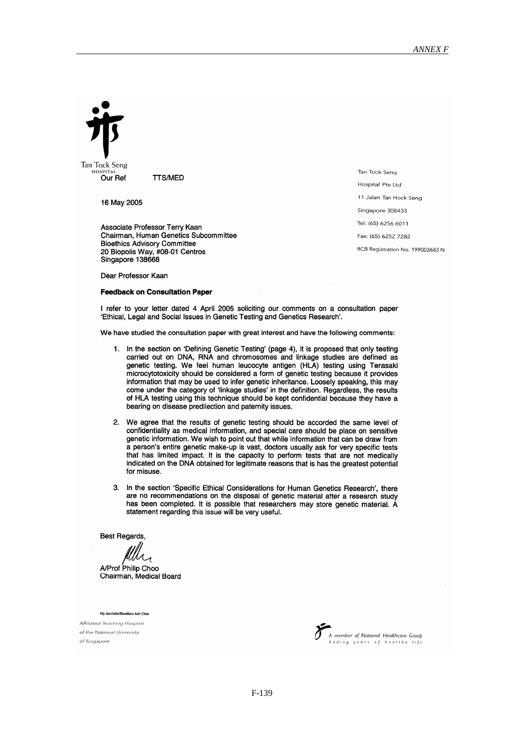Tan Tock Seng
HOSPITAL

Our Ref TTS/MED

Tan Tock Seng
Hospital Pte Ltd
11 Jalan Tan Hock Seng
Singapore 308433
Tel: (65) 6256 6011
Fax: (65) 6252 7282
RCB Registration No. 199003683 N

16 May 2005

Associate Professor Terry Kaan
Chairman, Human Genetics Subcommittee
Bioethics Advisory Committee
20 Biopolis Way, #08-01 Centros
Singapore 138668

Dear Professor Kaan

**Feedback on Consultation Paper**

I refer to your letter dated 4 April 2005 soliciting our comments on a consultation paper 'Ethical, Legal and Social Issues in Genetic Testing and Genetics Research'.

We have studied the consultation paper with great interest and have the following comments:

1. In the section on 'Defining Genetic Testing' (page 4), it is proposed that only testing carried out on DNA, RNA and chromosomes and linkage studies are defined as genetic testing. We feel human leucocyte antigen (HLA) testing using Terasaki microcytotoxicity should be considered a form of genetic testing because it provides information that may be used to infer genetic inheritance. Loosely speaking, this may come under the category of 'linkage studies' in the definition. Regardless, the results of HLA testing using this technique should be kept confidential because they have a bearing on disease predilection and paternity issues.

2. We agree that the results of genetic testing should be accorded the same level of confidentiality as medical information, and special care should be place on sensitive genetic information. We wish to point out that while information that can be draw from a person's entire genetic make-up is vast, doctors usually ask for very specific tests that has limited impact. It is the capacity to perform tests that are not medically indicated on the DNA obtained for legitimate reasons that is has the greatest potential for misuse.

3. In the section 'Specific Ethical Considerations for Human Genetics Research', there are no recommendations on the disposal of genetic material after a research study has been completed. It is possible that researchers may store genetic material. A statement regarding this issue will be very useful.

Best Regards,

A/Prof Philip Choo
Chairman, Medical Board

My doc/Julie/Bioethics Adv Cttee

*Affiliated Teaching Hospital of the National University of Singapore*

*A member of National Healthcare Group*
*Adding years of healthy life*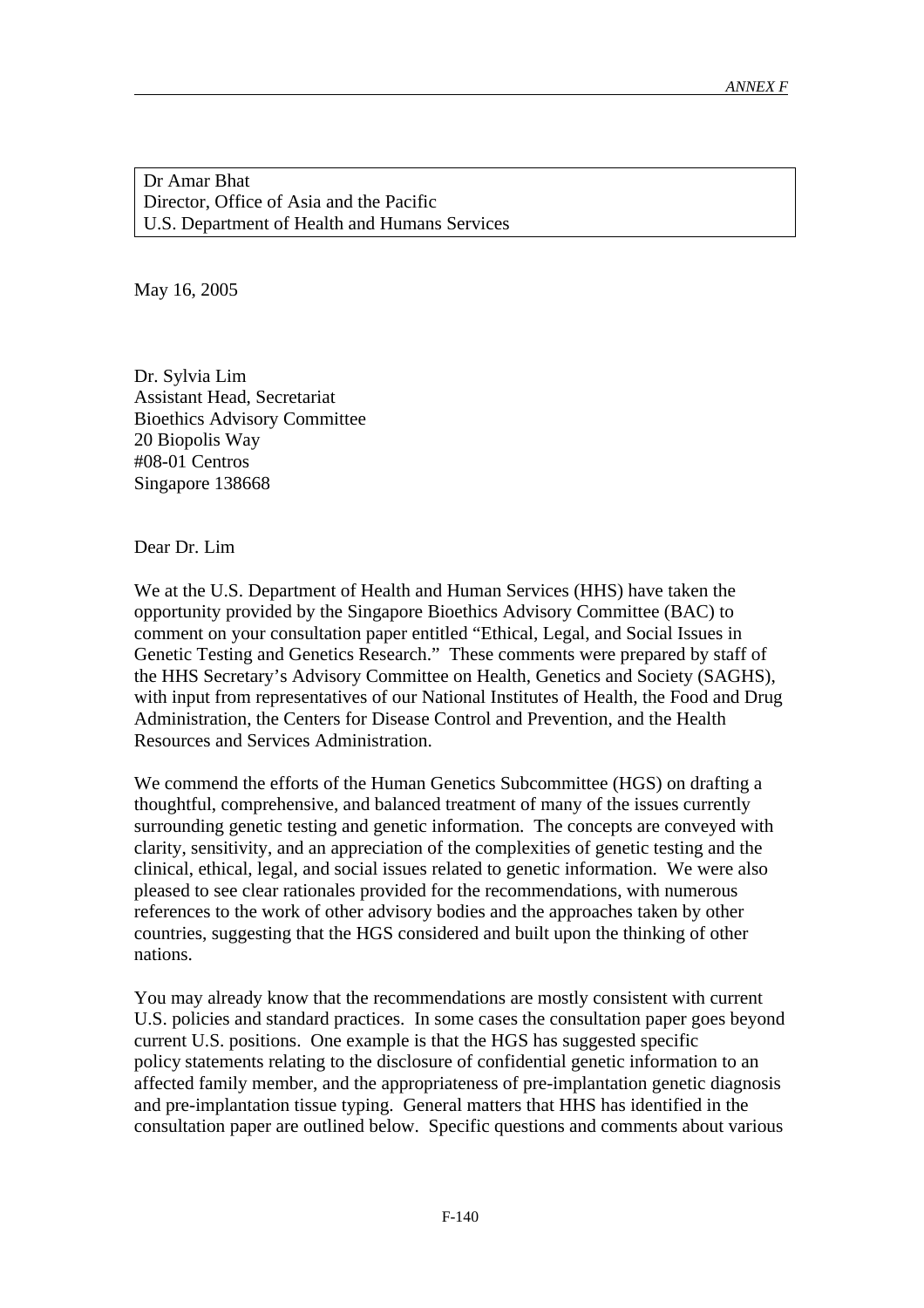Dr Amar Bhat
Director, Office of Asia and the Pacific
U.S. Department of Health and Humans Services

May 16, 2005

Dr. Sylvia Lim
Assistant Head, Secretariat
Bioethics Advisory Committee
20 Biopolis Way
#08-01 Centros
Singapore 138668

Dear Dr. Lim

We at the U.S. Department of Health and Human Services (HHS) have taken the opportunity provided by the Singapore Bioethics Advisory Committee (BAC) to comment on your consultation paper entitled "Ethical, Legal, and Social Issues in Genetic Testing and Genetics Research." These comments were prepared by staff of the HHS Secretary's Advisory Committee on Health, Genetics and Society (SAGHS), with input from representatives of our National Institutes of Health, the Food and Drug Administration, the Centers for Disease Control and Prevention, and the Health Resources and Services Administration.

We commend the efforts of the Human Genetics Subcommittee (HGS) on drafting a thoughtful, comprehensive, and balanced treatment of many of the issues currently surrounding genetic testing and genetic information. The concepts are conveyed with clarity, sensitivity, and an appreciation of the complexities of genetic testing and the clinical, ethical, legal, and social issues related to genetic information. We were also pleased to see clear rationales provided for the recommendations, with numerous references to the work of other advisory bodies and the approaches taken by other countries, suggesting that the HGS considered and built upon the thinking of other nations.

You may already know that the recommendations are mostly consistent with current U.S. policies and standard practices. In some cases the consultation paper goes beyond current U.S. positions. One example is that the HGS has suggested specific policy statements relating to the disclosure of confidential genetic information to an affected family member, and the appropriateness of pre-implantation genetic diagnosis and pre-implantation tissue typing. General matters that HHS has identified in the consultation paper are outlined below. Specific questions and comments about various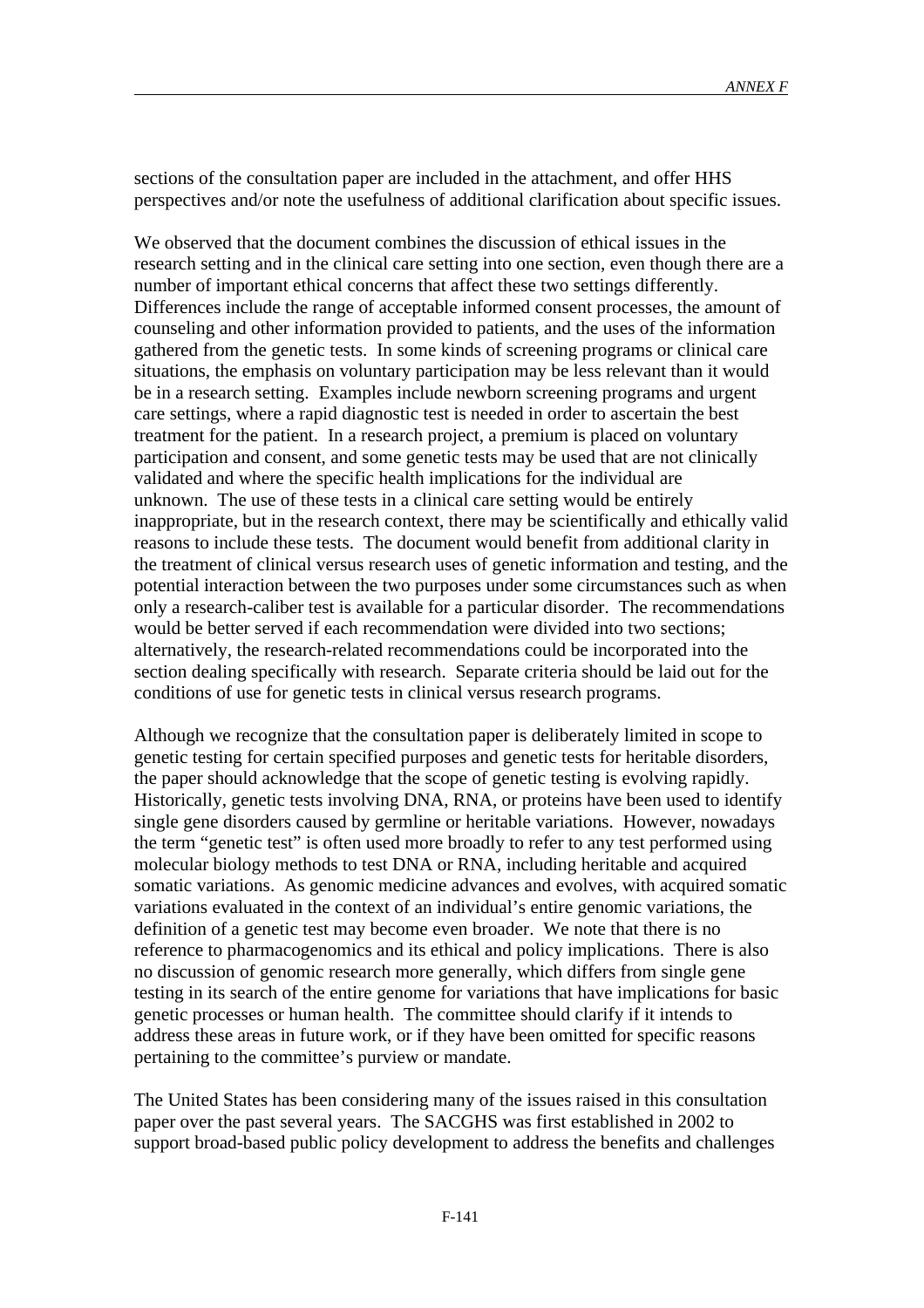sections of the consultation paper are included in the attachment, and offer HHS perspectives and/or note the usefulness of additional clarification about specific issues.

We observed that the document combines the discussion of ethical issues in the research setting and in the clinical care setting into one section, even though there are a number of important ethical concerns that affect these two settings differently. Differences include the range of acceptable informed consent processes, the amount of counseling and other information provided to patients, and the uses of the information gathered from the genetic tests. In some kinds of screening programs or clinical care situations, the emphasis on voluntary participation may be less relevant than it would be in a research setting. Examples include newborn screening programs and urgent care settings, where a rapid diagnostic test is needed in order to ascertain the best treatment for the patient. In a research project, a premium is placed on voluntary participation and consent, and some genetic tests may be used that are not clinically validated and where the specific health implications for the individual are unknown. The use of these tests in a clinical care setting would be entirely inappropriate, but in the research context, there may be scientifically and ethically valid reasons to include these tests. The document would benefit from additional clarity in the treatment of clinical versus research uses of genetic information and testing, and the potential interaction between the two purposes under some circumstances such as when only a research-caliber test is available for a particular disorder. The recommendations would be better served if each recommendation were divided into two sections; alternatively, the research-related recommendations could be incorporated into the section dealing specifically with research. Separate criteria should be laid out for the conditions of use for genetic tests in clinical versus research programs.

Although we recognize that the consultation paper is deliberately limited in scope to genetic testing for certain specified purposes and genetic tests for heritable disorders, the paper should acknowledge that the scope of genetic testing is evolving rapidly. Historically, genetic tests involving DNA, RNA, or proteins have been used to identify single gene disorders caused by germline or heritable variations. However, nowadays the term "genetic test" is often used more broadly to refer to any test performed using molecular biology methods to test DNA or RNA, including heritable and acquired somatic variations. As genomic medicine advances and evolves, with acquired somatic variations evaluated in the context of an individual's entire genomic variations, the definition of a genetic test may become even broader. We note that there is no reference to pharmacogenomics and its ethical and policy implications. There is also no discussion of genomic research more generally, which differs from single gene testing in its search of the entire genome for variations that have implications for basic genetic processes or human health. The committee should clarify if it intends to address these areas in future work, or if they have been omitted for specific reasons pertaining to the committee's purview or mandate.

The United States has been considering many of the issues raised in this consultation paper over the past several years. The SACGHS was first established in 2002 to support broad-based public policy development to address the benefits and challenges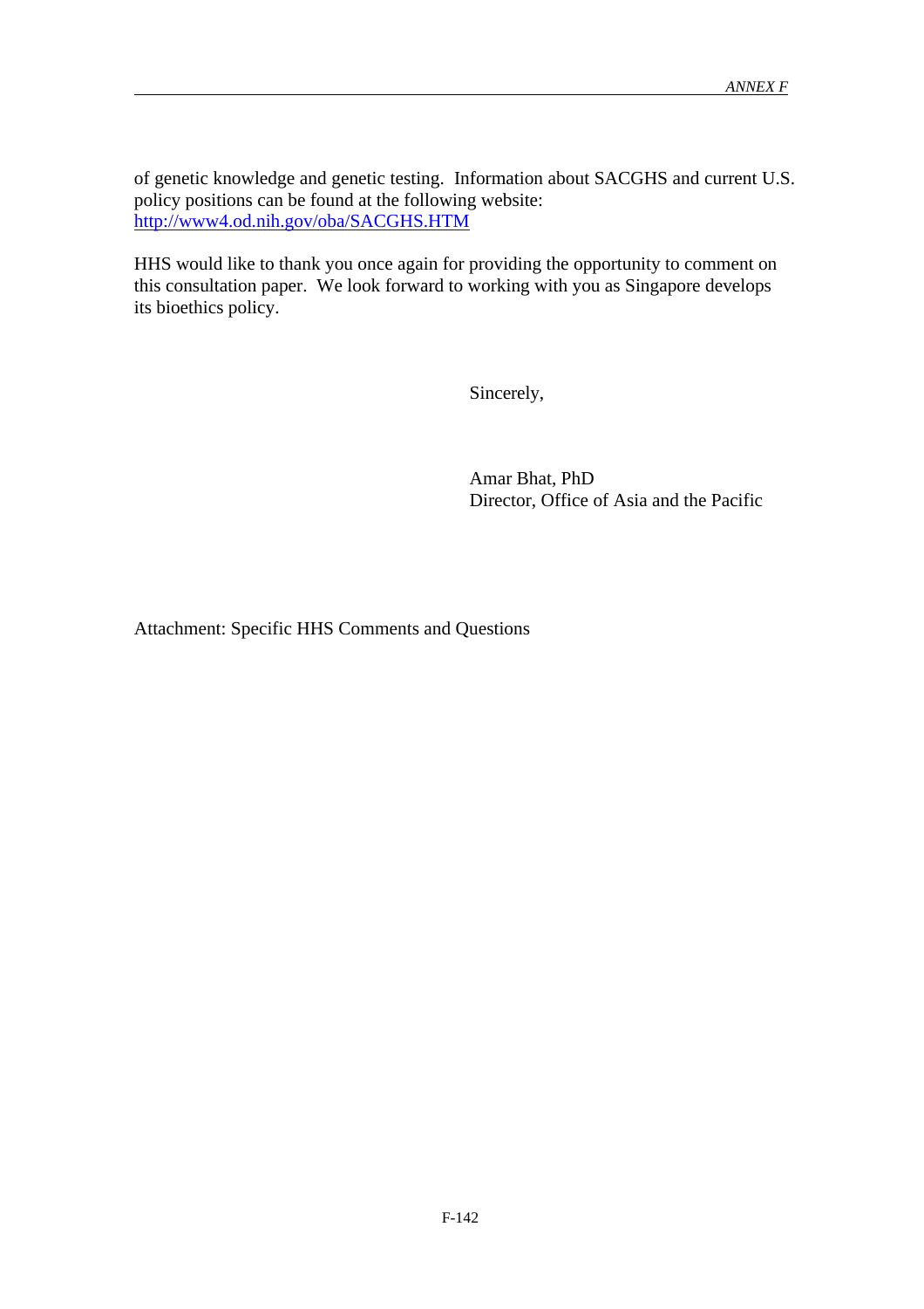of genetic knowledge and genetic testing. Information about SACGHS and current U.S. policy positions can be found at the following website: [http://www4.od.nih.gov/oba/SACGHS.HTM](http://www4.od.nih.gov/oba/SACGHS.HTM)

HHS would like to thank you once again for providing the opportunity to comment on this consultation paper. We look forward to working with you as Singapore develops its bioethics policy.

Sincerely,

Amar Bhat, PhD
Director, Office of Asia and the Pacific

Attachment: Specific HHS Comments and Questions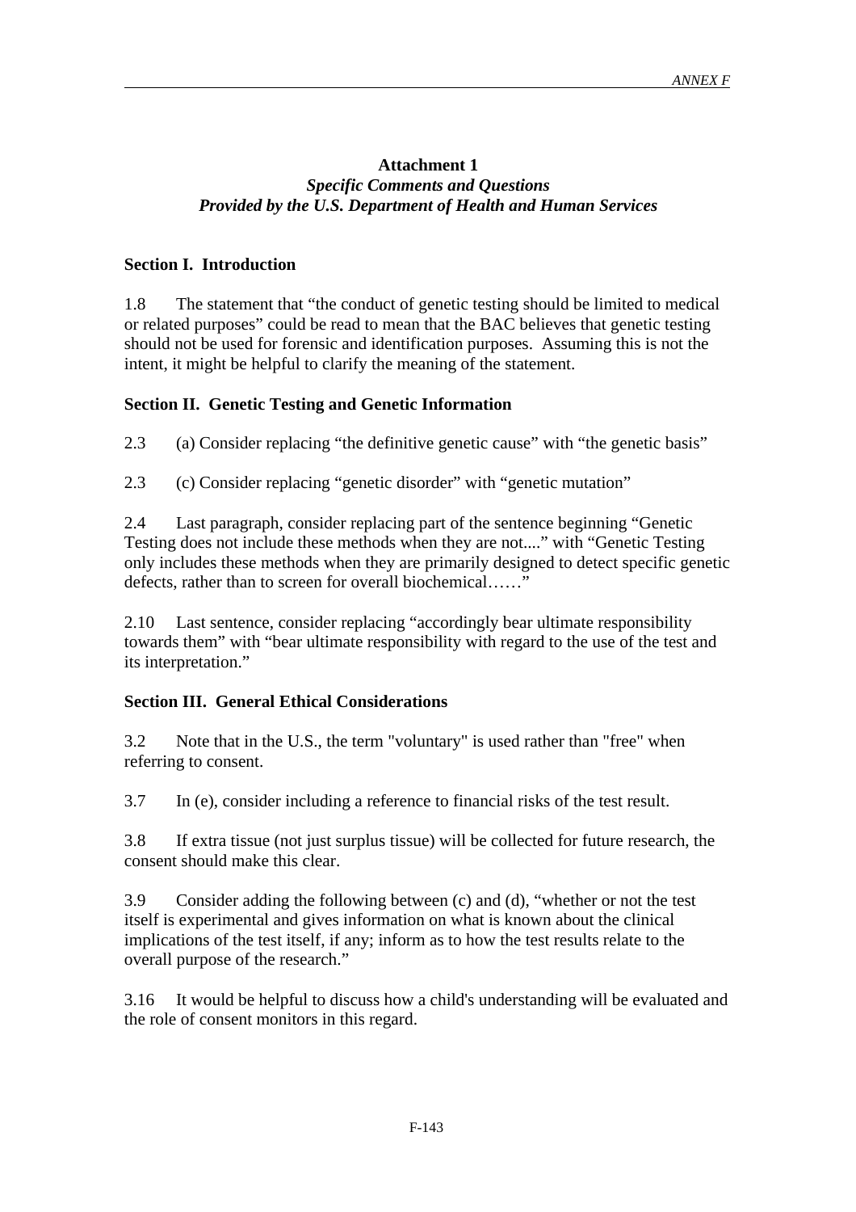**Attachment 1**

***Specific Comments and Questions***

***Provided by the U.S. Department of Health and Human Services***

## Section I. Introduction

1.8 The statement that “the conduct of genetic testing should be limited to medical or related purposes” could be read to mean that the BAC believes that genetic testing should not be used for forensic and identification purposes. Assuming this is not the intent, it might be helpful to clarify the meaning of the statement.

## Section II. Genetic Testing and Genetic Information

2.3 (a) Consider replacing “the definitive genetic cause” with “the genetic basis”

2.3 (c) Consider replacing “genetic disorder” with “genetic mutation”

2.4 Last paragraph, consider replacing part of the sentence beginning “Genetic Testing does not include these methods when they are not....” with “Genetic Testing only includes these methods when they are primarily designed to detect specific genetic defects, rather than to screen for overall biochemical……”

2.10 Last sentence, consider replacing “accordingly bear ultimate responsibility towards them” with “bear ultimate responsibility with regard to the use of the test and its interpretation.”

## Section III. General Ethical Considerations

3.2 Note that in the U.S., the term "voluntary" is used rather than "free" when referring to consent.

3.7 In (e), consider including a reference to financial risks of the test result.

3.8 If extra tissue (not just surplus tissue) will be collected for future research, the consent should make this clear.

3.9 Consider adding the following between (c) and (d), “whether or not the test itself is experimental and gives information on what is known about the clinical implications of the test itself, if any; inform as to how the test results relate to the overall purpose of the research.”

3.16 It would be helpful to discuss how a child's understanding will be evaluated and the role of consent monitors in this regard.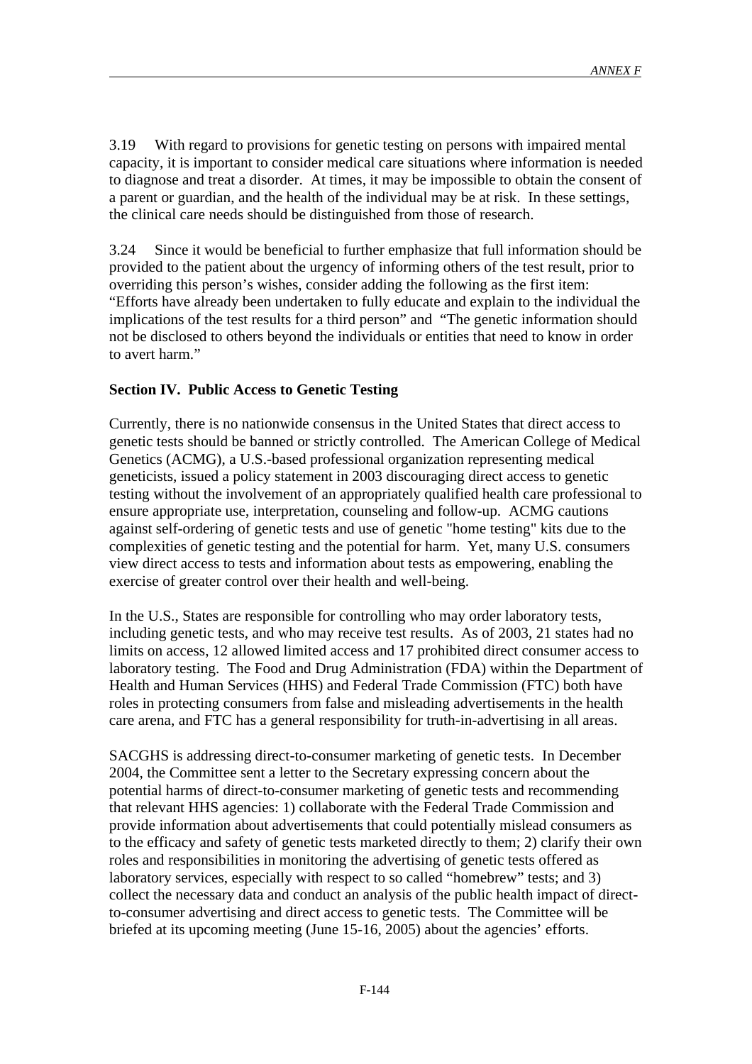3.19 With regard to provisions for genetic testing on persons with impaired mental capacity, it is important to consider medical care situations where information is needed to diagnose and treat a disorder. At times, it may be impossible to obtain the consent of a parent or guardian, and the health of the individual may be at risk. In these settings, the clinical care needs should be distinguished from those of research.

3.24 Since it would be beneficial to further emphasize that full information should be provided to the patient about the urgency of informing others of the test result, prior to overriding this person's wishes, consider adding the following as the first item: "Efforts have already been undertaken to fully educate and explain to the individual the implications of the test results for a third person" and "The genetic information should not be disclosed to others beyond the individuals or entities that need to know in order to avert harm."

**Section IV. Public Access to Genetic Testing**

Currently, there is no nationwide consensus in the United States that direct access to genetic tests should be banned or strictly controlled. The American College of Medical Genetics (ACMG), a U.S.-based professional organization representing medical geneticists, issued a policy statement in 2003 discouraging direct access to genetic testing without the involvement of an appropriately qualified health care professional to ensure appropriate use, interpretation, counseling and follow-up. ACMG cautions against self-ordering of genetic tests and use of genetic "home testing" kits due to the complexities of genetic testing and the potential for harm. Yet, many U.S. consumers view direct access to tests and information about tests as empowering, enabling the exercise of greater control over their health and well-being.

In the U.S., States are responsible for controlling who may order laboratory tests, including genetic tests, and who may receive test results. As of 2003, 21 states had no limits on access, 12 allowed limited access and 17 prohibited direct consumer access to laboratory testing. The Food and Drug Administration (FDA) within the Department of Health and Human Services (HHS) and Federal Trade Commission (FTC) both have roles in protecting consumers from false and misleading advertisements in the health care arena, and FTC has a general responsibility for truth-in-advertising in all areas.

SACGHS is addressing direct-to-consumer marketing of genetic tests. In December 2004, the Committee sent a letter to the Secretary expressing concern about the potential harms of direct-to-consumer marketing of genetic tests and recommending that relevant HHS agencies: 1) collaborate with the Federal Trade Commission and provide information about advertisements that could potentially mislead consumers as to the efficacy and safety of genetic tests marketed directly to them; 2) clarify their own roles and responsibilities in monitoring the advertising of genetic tests offered as laboratory services, especially with respect to so called "homebrew" tests; and 3) collect the necessary data and conduct an analysis of the public health impact of direct-to-consumer advertising and direct access to genetic tests. The Committee will be briefed at its upcoming meeting (June 15-16, 2005) about the agencies' efforts.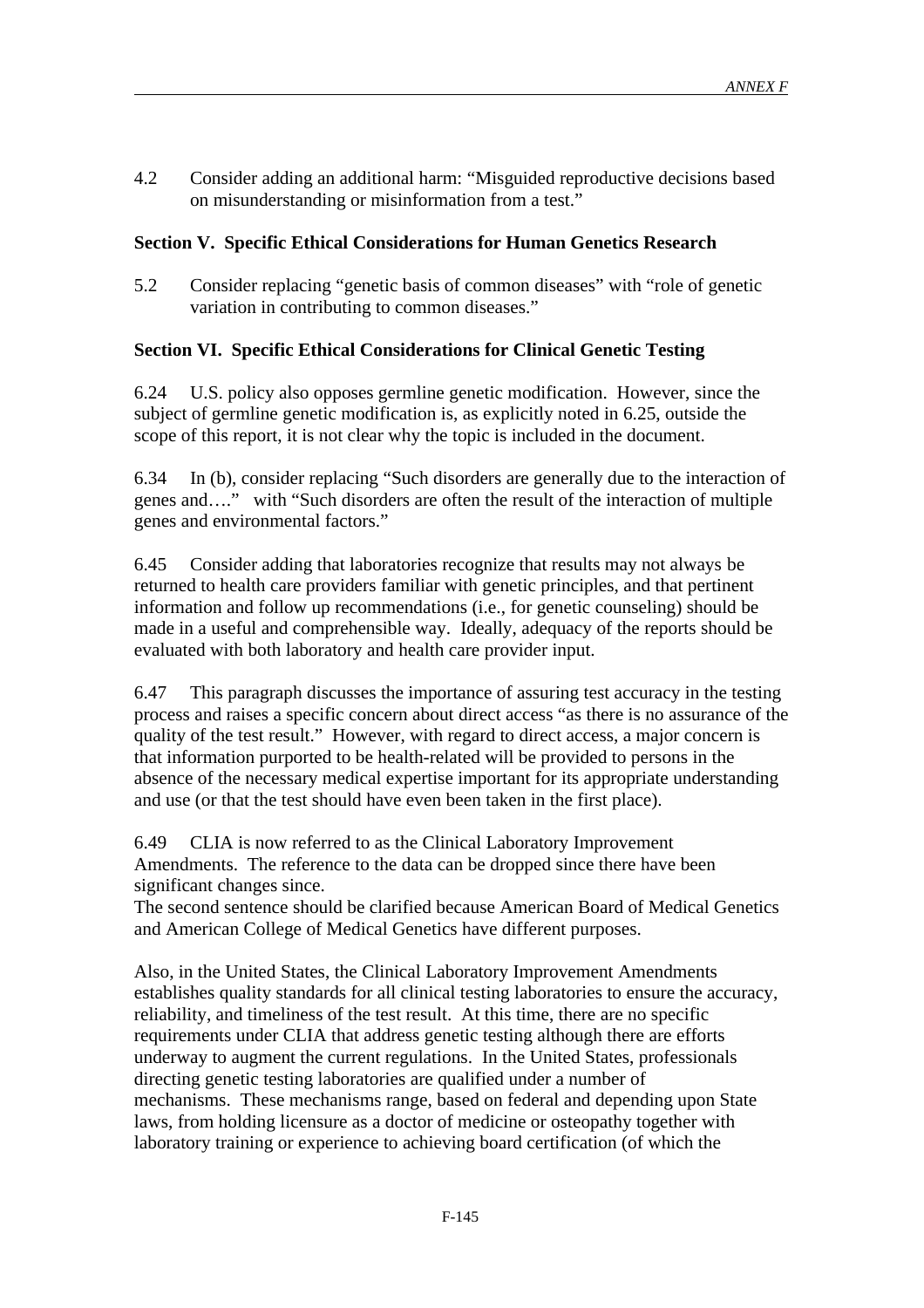4.2 Consider adding an additional harm: "Misguided reproductive decisions based on misunderstanding or misinformation from a test."

**Section V. Specific Ethical Considerations for Human Genetics Research**

5.2 Consider replacing "genetic basis of common diseases" with "role of genetic variation in contributing to common diseases."

**Section VI. Specific Ethical Considerations for Clinical Genetic Testing**

6.24 U.S. policy also opposes germline genetic modification. However, since the subject of germline genetic modification is, as explicitly noted in 6.25, outside the scope of this report, it is not clear why the topic is included in the document.

6.34 In (b), consider replacing "Such disorders are generally due to the interaction of genes and…." with "Such disorders are often the result of the interaction of multiple genes and environmental factors."

6.45 Consider adding that laboratories recognize that results may not always be returned to health care providers familiar with genetic principles, and that pertinent information and follow up recommendations (i.e., for genetic counseling) should be made in a useful and comprehensible way. Ideally, adequacy of the reports should be evaluated with both laboratory and health care provider input.

6.47 This paragraph discusses the importance of assuring test accuracy in the testing process and raises a specific concern about direct access "as there is no assurance of the quality of the test result." However, with regard to direct access, a major concern is that information purported to be health-related will be provided to persons in the absence of the necessary medical expertise important for its appropriate understanding and use (or that the test should have even been taken in the first place).

6.49 CLIA is now referred to as the Clinical Laboratory Improvement Amendments. The reference to the data can be dropped since there have been significant changes since.
The second sentence should be clarified because American Board of Medical Genetics and American College of Medical Genetics have different purposes.

Also, in the United States, the Clinical Laboratory Improvement Amendments establishes quality standards for all clinical testing laboratories to ensure the accuracy, reliability, and timeliness of the test result. At this time, there are no specific requirements under CLIA that address genetic testing although there are efforts underway to augment the current regulations. In the United States, professionals directing genetic testing laboratories are qualified under a number of mechanisms. These mechanisms range, based on federal and depending upon State laws, from holding licensure as a doctor of medicine or osteopathy together with laboratory training or experience to achieving board certification (of which the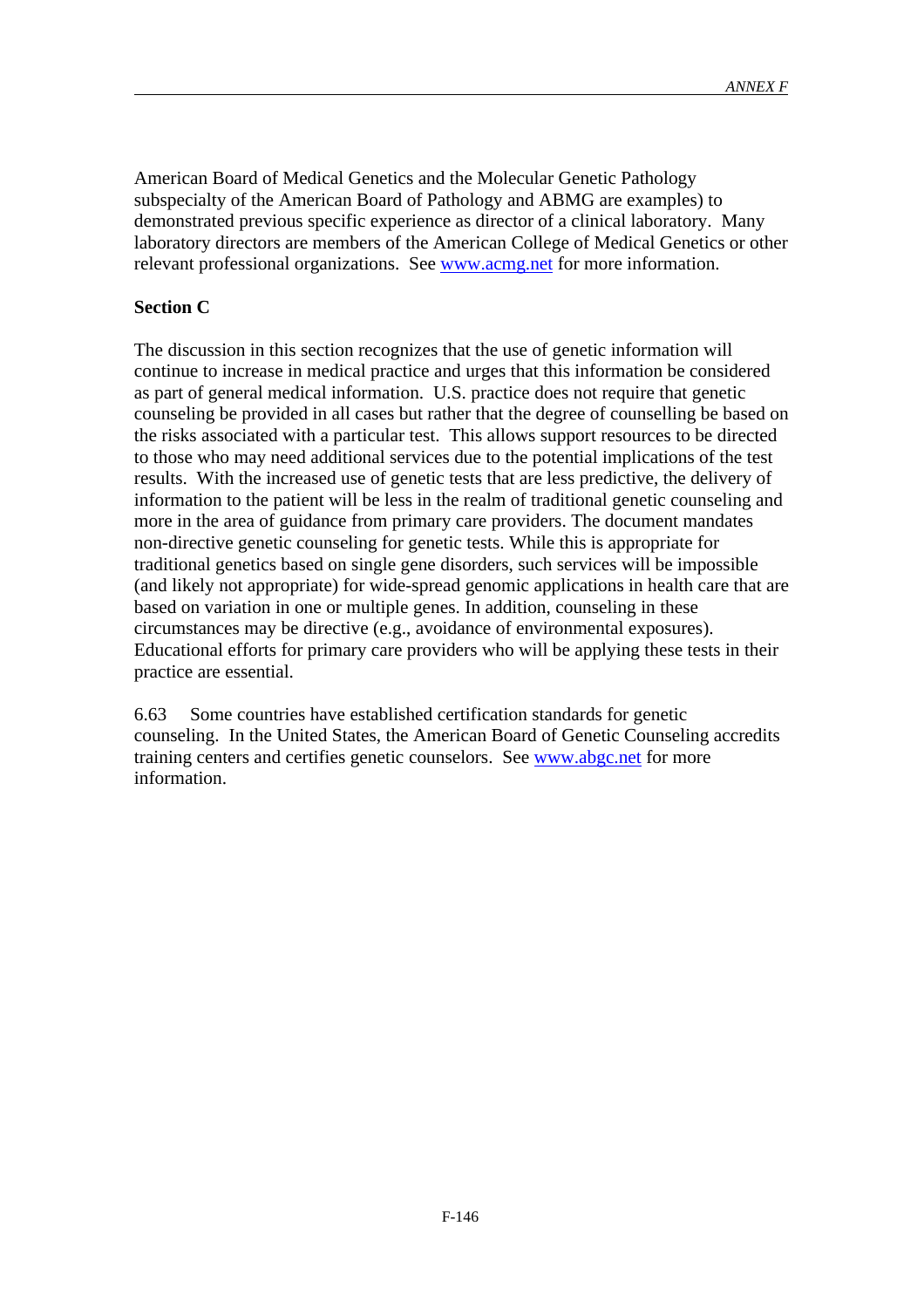American Board of Medical Genetics and the Molecular Genetic Pathology subspecialty of the American Board of Pathology and ABMG are examples) to demonstrated previous specific experience as director of a clinical laboratory. Many laboratory directors are members of the American College of Medical Genetics or other relevant professional organizations. See www.acmg.net for more information.

**Section C**

The discussion in this section recognizes that the use of genetic information will continue to increase in medical practice and urges that this information be considered as part of general medical information. U.S. practice does not require that genetic counseling be provided in all cases but rather that the degree of counselling be based on the risks associated with a particular test. This allows support resources to be directed to those who may need additional services due to the potential implications of the test results. With the increased use of genetic tests that are less predictive, the delivery of information to the patient will be less in the realm of traditional genetic counseling and more in the area of guidance from primary care providers. The document mandates non-directive genetic counseling for genetic tests. While this is appropriate for traditional genetics based on single gene disorders, such services will be impossible (and likely not appropriate) for wide-spread genomic applications in health care that are based on variation in one or multiple genes. In addition, counseling in these circumstances may be directive (e.g., avoidance of environmental exposures). Educational efforts for primary care providers who will be applying these tests in their practice are essential.

6.63 Some countries have established certification standards for genetic counseling. In the United States, the American Board of Genetic Counseling accredits training centers and certifies genetic counselors. See www.abgc.net for more information.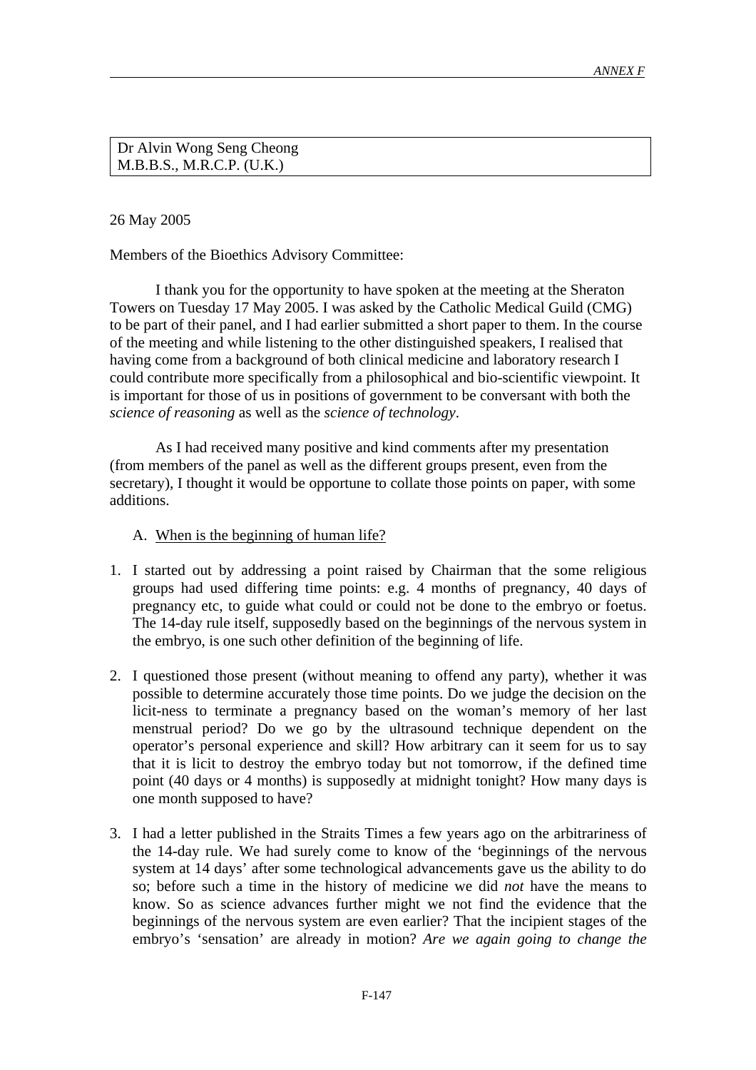Dr Alvin Wong Seng Cheong
M.B.B.S., M.R.C.P. (U.K.)

26 May 2005

Members of the Bioethics Advisory Committee:

I thank you for the opportunity to have spoken at the meeting at the Sheraton Towers on Tuesday 17 May 2005. I was asked by the Catholic Medical Guild (CMG) to be part of their panel, and I had earlier submitted a short paper to them. In the course of the meeting and while listening to the other distinguished speakers, I realised that having come from a background of both clinical medicine and laboratory research I could contribute more specifically from a philosophical and bio-scientific viewpoint. It is important for those of us in positions of government to be conversant with both the *science of reasoning* as well as the *science of technology*.

As I had received many positive and kind comments after my presentation (from members of the panel as well as the different groups present, even from the secretary), I thought it would be opportune to collate those points on paper, with some additions.

A. When is the beginning of human life?

1. I started out by addressing a point raised by Chairman that the some religious groups had used differing time points: e.g. 4 months of pregnancy, 40 days of pregnancy etc, to guide what could or could not be done to the embryo or foetus. The 14-day rule itself, supposedly based on the beginnings of the nervous system in the embryo, is one such other definition of the beginning of life.

2. I questioned those present (without meaning to offend any party), whether it was possible to determine accurately those time points. Do we judge the decision on the licit-ness to terminate a pregnancy based on the woman's memory of her last menstrual period? Do we go by the ultrasound technique dependent on the operator's personal experience and skill? How arbitrary can it seem for us to say that it is licit to destroy the embryo today but not tomorrow, if the defined time point (40 days or 4 months) is supposedly at midnight tonight? How many days is one month supposed to have?

3. I had a letter published in the Straits Times a few years ago on the arbitrariness of the 14-day rule. We had surely come to know of the 'beginnings of the nervous system at 14 days' after some technological advancements gave us the ability to do so; before such a time in the history of medicine we did *not* have the means to know. So as science advances further might we not find the evidence that the beginnings of the nervous system are even earlier? That the incipient stages of the embryo's 'sensation' are already in motion? *Are we again going to change the*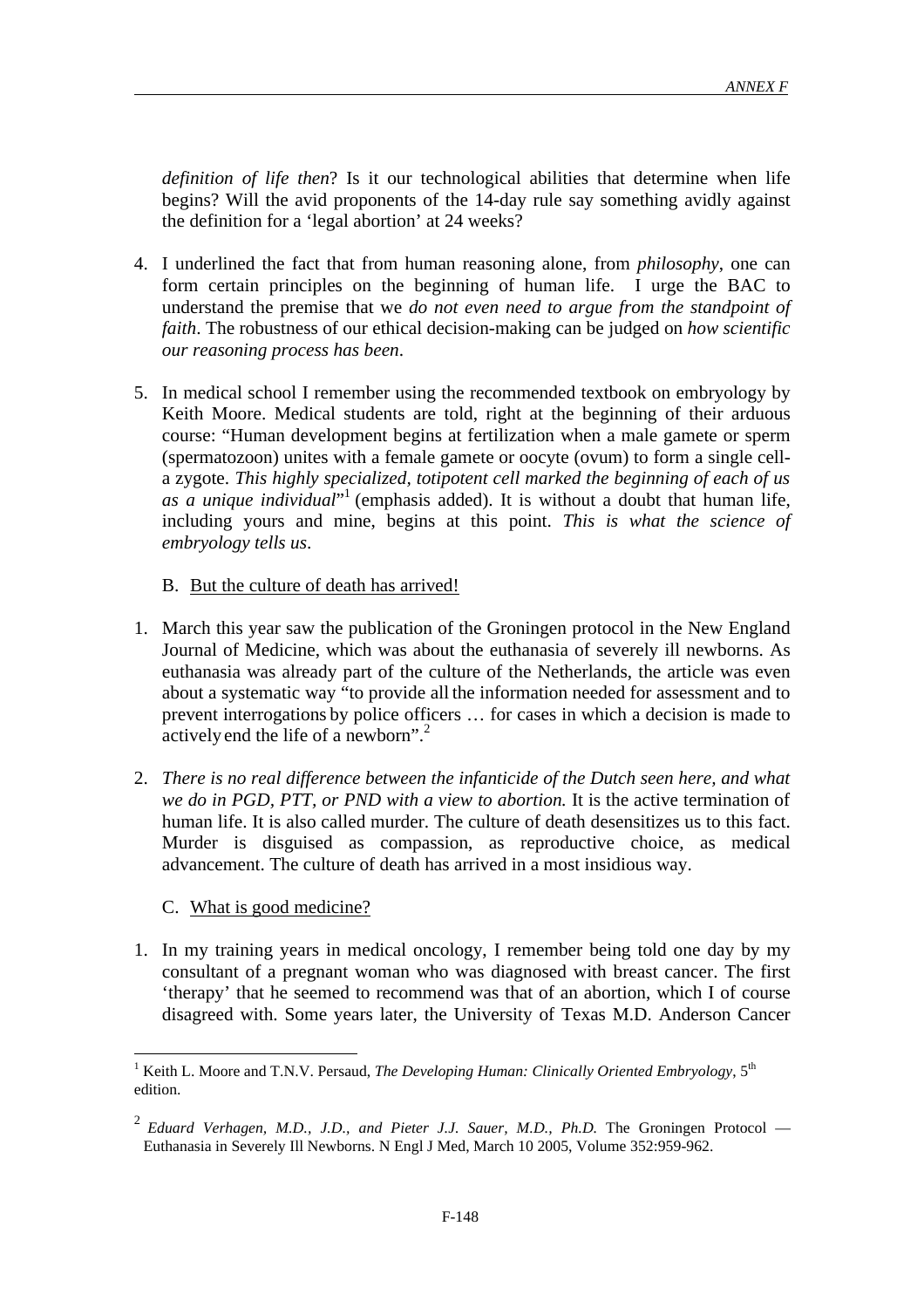*definition of life then*? Is it our technological abilities that determine when life begins? Will the avid proponents of the 14-day rule say something avidly against the definition for a 'legal abortion' at 24 weeks?

4. I underlined the fact that from human reasoning alone, from *philosophy*, one can form certain principles on the beginning of human life. I urge the BAC to understand the premise that we *do not even need to argue from the standpoint of faith*. The robustness of our ethical decision-making can be judged on *how scientific our reasoning process has been*.

5. In medical school I remember using the recommended textbook on embryology by Keith Moore. Medical students are told, right at the beginning of their arduous course: "Human development begins at fertilization when a male gamete or sperm (spermatozoon) unites with a female gamete or oocyte (ovum) to form a single cell-a zygote. *This highly specialized, totipotent cell marked the beginning of each of us as a unique individual*"[1] (emphasis added). It is without a doubt that human life, including yours and mine, begins at this point. *This is what the science of embryology tells us*.

B. But the culture of death has arrived!

1. March this year saw the publication of the Groningen protocol in the New England Journal of Medicine, which was about the euthanasia of severely ill newborns. As euthanasia was already part of the culture of the Netherlands, the article was even about a systematic way "to provide all the information needed for assessment and to prevent interrogations by police officers … for cases in which a decision is made to actively end the life of a newborn".[2]

2. *There is no real difference between the infanticide of the Dutch seen here, and what we do in PGD, PTT, or PND with a view to abortion.* It is the active termination of human life. It is also called murder. The culture of death desensitizes us to this fact. Murder is disguised as compassion, as reproductive choice, as medical advancement. The culture of death has arrived in a most insidious way.

C. What is good medicine?

1. In my training years in medical oncology, I remember being told one day by my consultant of a pregnant woman who was diagnosed with breast cancer. The first 'therapy' that he seemed to recommend was that of an abortion, which I of course disagreed with. Some years later, the University of Texas M.D. Anderson Cancer

---

[1] Keith L. Moore and T.N.V. Persaud, *The Developing Human: Clinically Oriented Embryology*, 5th edition.

[2] *Eduard Verhagen, M.D., J.D., and Pieter J.J. Sauer, M.D., Ph.D.* The Groningen Protocol — Euthanasia in Severely Ill Newborns. N Engl J Med, March 10 2005, Volume 352:959-962.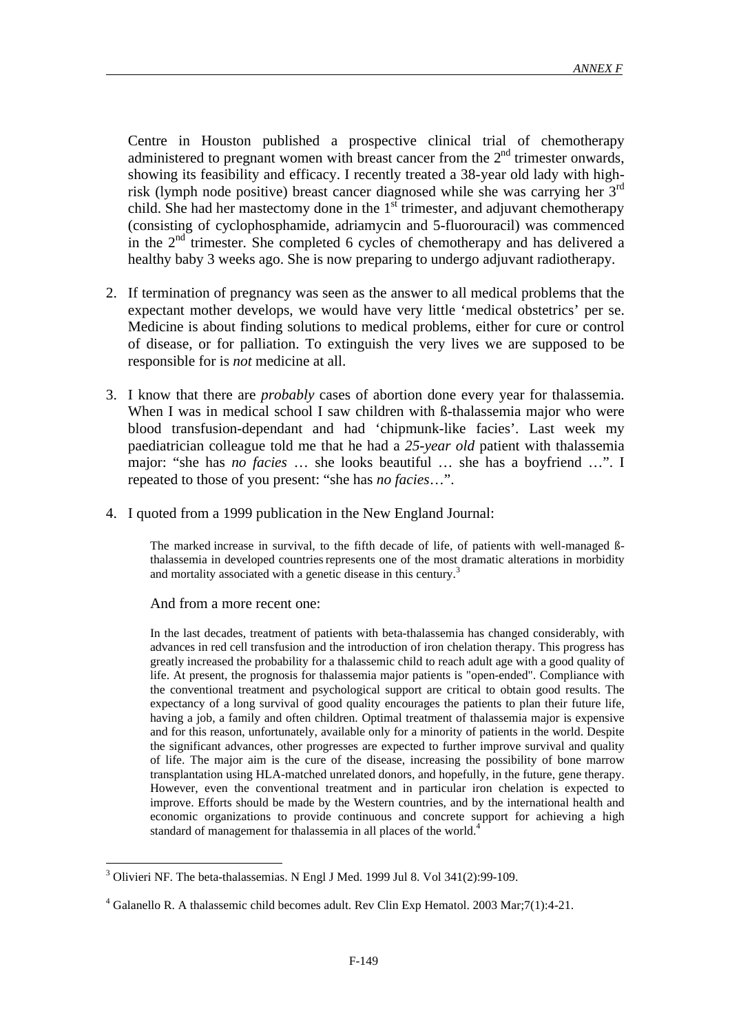Centre in Houston published a prospective clinical trial of chemotherapy administered to pregnant women with breast cancer from the 2nd trimester onwards, showing its feasibility and efficacy. I recently treated a 38-year old lady with high-risk (lymph node positive) breast cancer diagnosed while she was carrying her 3rd child. She had her mastectomy done in the 1st trimester, and adjuvant chemotherapy (consisting of cyclophosphamide, adriamycin and 5-fluorouracil) was commenced in the 2nd trimester. She completed 6 cycles of chemotherapy and has delivered a healthy baby 3 weeks ago. She is now preparing to undergo adjuvant radiotherapy.

2. If termination of pregnancy was seen as the answer to all medical problems that the expectant mother develops, we would have very little 'medical obstetrics' per se. Medicine is about finding solutions to medical problems, either for cure or control of disease, or for palliation. To extinguish the very lives we are supposed to be responsible for is *not* medicine at all.

3. I know that there are *probably* cases of abortion done every year for thalassemia. When I was in medical school I saw children with ß-thalassemia major who were blood transfusion-dependant and had 'chipmunk-like facies'. Last week my paediatrician colleague told me that he had a *25-year old* patient with thalassemia major: "she has *no facies* … she looks beautiful … she has a boyfriend …". I repeated to those of you present: "she has *no facies*…".

4. I quoted from a 1999 publication in the New England Journal:

> The marked increase in survival, to the fifth decade of life, of patients with well-managed ß-thalassemia in developed countries represents one of the most dramatic alterations in morbidity and mortality associated with a genetic disease in this century.[3]

And from a more recent one:

> In the last decades, treatment of patients with beta-thalassemia has changed considerably, with advances in red cell transfusion and the introduction of iron chelation therapy. This progress has greatly increased the probability for a thalassemic child to reach adult age with a good quality of life. At present, the prognosis for thalassemia major patients is "open-ended". Compliance with the conventional treatment and psychological support are critical to obtain good results. The expectancy of a long survival of good quality encourages the patients to plan their future life, having a job, a family and often children. Optimal treatment of thalassemia major is expensive and for this reason, unfortunately, available only for a minority of patients in the world. Despite the significant advances, other progresses are expected to further improve survival and quality of life. The major aim is the cure of the disease, increasing the possibility of bone marrow transplantation using HLA-matched unrelated donors, and hopefully, in the future, gene therapy. However, even the conventional treatment and in particular iron chelation is expected to improve. Efforts should be made by the Western countries, and by the international health and economic organizations to provide continuous and concrete support for achieving a high standard of management for thalassemia in all places of the world.[4]

---

[3] Olivieri NF. The beta-thalassemias. N Engl J Med. 1999 Jul 8. Vol 341(2):99-109.

[4] Galanello R. A thalassemic child becomes adult. Rev Clin Exp Hematol. 2003 Mar;7(1):4-21.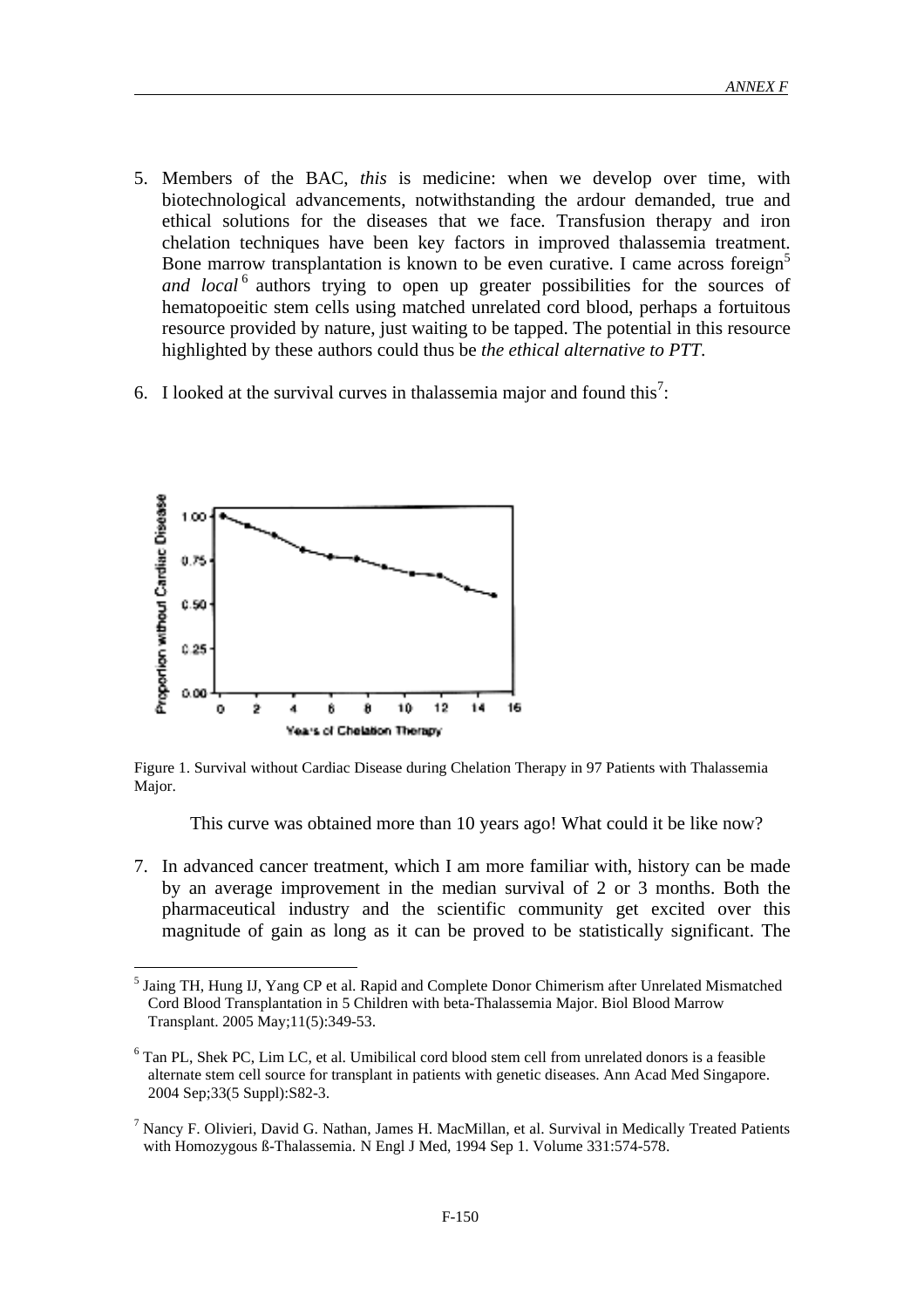5. Members of the BAC, *this* is medicine: when we develop over time, with biotechnological advancements, notwithstanding the ardour demanded, true and ethical solutions for the diseases that we face. Transfusion therapy and iron chelation techniques have been key factors in improved thalassemia treatment. Bone marrow transplantation is known to be even curative. I came across foreign[5] *and local*[6] authors trying to open up greater possibilities for the sources of hematopoeitic stem cells using matched unrelated cord blood, perhaps a fortuitous resource provided by nature, just waiting to be tapped. The potential in this resource highlighted by these authors could thus be *the ethical alternative to PTT*.

6. I looked at the survival curves in thalassemia major and found this[7]:

Figure 1. Survival without Cardiac Disease during Chelation Therapy in 97 Patients with Thalassemia Major.

This curve was obtained more than 10 years ago! What could it be like now?

7. In advanced cancer treatment, which I am more familiar with, history can be made by an average improvement in the median survival of 2 or 3 months. Both the pharmaceutical industry and the scientific community get excited over this magnitude of gain as long as it can be proved to be statistically significant. The

---

[5] Jaing TH, Hung IJ, Yang CP et al. Rapid and Complete Donor Chimerism after Unrelated Mismatched Cord Blood Transplantation in 5 Children with beta-Thalassemia Major. Biol Blood Marrow Transplant. 2005 May;11(5):349-53.

[6] Tan PL, Shek PC, Lim LC, et al. Umibilical cord blood stem cell from unrelated donors is a feasible alternate stem cell source for transplant in patients with genetic diseases. Ann Acad Med Singapore. 2004 Sep;33(5 Suppl):S82-3.

[7] Nancy F. Olivieri, David G. Nathan, James H. MacMillan, et al. Survival in Medically Treated Patients with Homozygous ß-Thalassemia. N Engl J Med, 1994 Sep 1. Volume 331:574-578.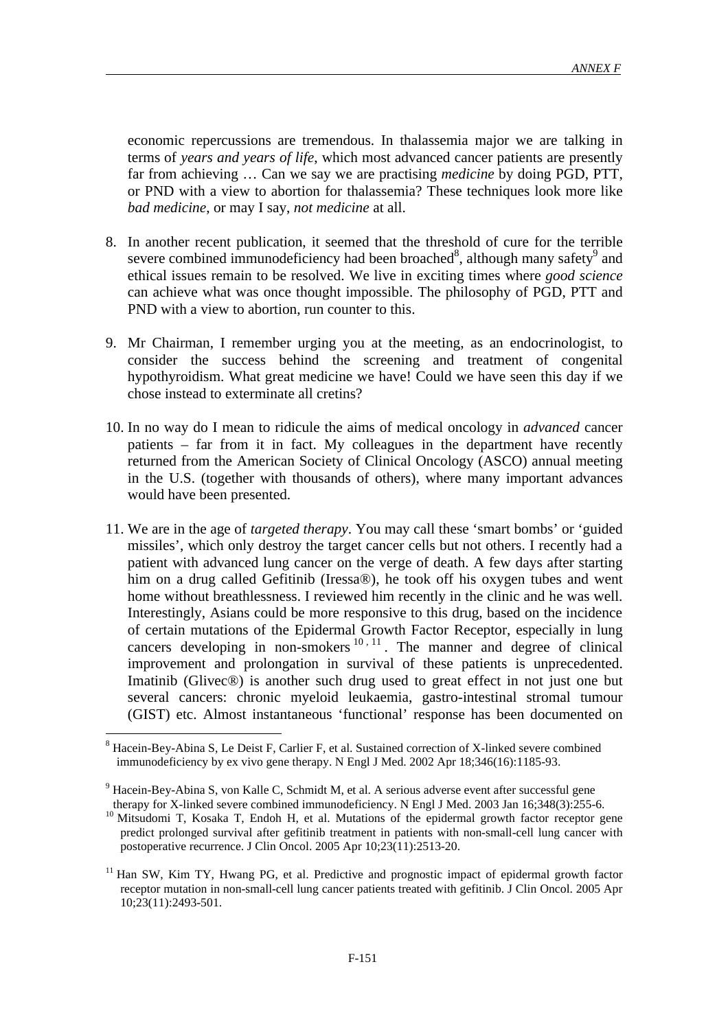economic repercussions are tremendous. In thalassemia major we are talking in terms of *years and years of life*, which most advanced cancer patients are presently far from achieving … Can we say we are practising *medicine* by doing PGD, PTT, or PND with a view to abortion for thalassemia? These techniques look more like *bad medicine*, or may I say, *not medicine* at all.

8. In another recent publication, it seemed that the threshold of cure for the terrible severe combined immunodeficiency had been broached[8], although many safety[9] and ethical issues remain to be resolved. We live in exciting times where *good science* can achieve what was once thought impossible. The philosophy of PGD, PTT and PND with a view to abortion, run counter to this.

9. Mr Chairman, I remember urging you at the meeting, as an endocrinologist, to consider the success behind the screening and treatment of congenital hypothyroidism. What great medicine we have! Could we have seen this day if we chose instead to exterminate all cretins?

10. In no way do I mean to ridicule the aims of medical oncology in *advanced* cancer patients – far from it in fact. My colleagues in the department have recently returned from the American Society of Clinical Oncology (ASCO) annual meeting in the U.S. (together with thousands of others), where many important advances would have been presented.

11. We are in the age of *targeted therapy*. You may call these 'smart bombs' or 'guided missiles', which only destroy the target cancer cells but not others. I recently had a patient with advanced lung cancer on the verge of death. A few days after starting him on a drug called Gefitinib (Iressa®), he took off his oxygen tubes and went home without breathlessness. I reviewed him recently in the clinic and he was well. Interestingly, Asians could be more responsive to this drug, based on the incidence of certain mutations of the Epidermal Growth Factor Receptor, especially in lung cancers developing in non-smokers[10, 11]. The manner and degree of clinical improvement and prolongation in survival of these patients is unprecedented. Imatinib (Glivec®) is another such drug used to great effect in not just one but several cancers: chronic myeloid leukaemia, gastro-intestinal stromal tumour (GIST) etc. Almost instantaneous 'functional' response has been documented on

---

[8] Hacein-Bey-Abina S, Le Deist F, Carlier F, et al. Sustained correction of X-linked severe combined immunodeficiency by ex vivo gene therapy. N Engl J Med. 2002 Apr 18;346(16):1185-93.

[9] Hacein-Bey-Abina S, von Kalle C, Schmidt M, et al. A serious adverse event after successful gene therapy for X-linked severe combined immunodeficiency. N Engl J Med. 2003 Jan 16;348(3):255-6.

[10] Mitsudomi T, Kosaka T, Endoh H, et al. Mutations of the epidermal growth factor receptor gene predict prolonged survival after gefitinib treatment in patients with non-small-cell lung cancer with postoperative recurrence. J Clin Oncol. 2005 Apr 10;23(11):2513-20.

[11] Han SW, Kim TY, Hwang PG, et al. Predictive and prognostic impact of epidermal growth factor receptor mutation in non-small-cell lung cancer patients treated with gefitinib. J Clin Oncol. 2005 Apr 10;23(11):2493-501.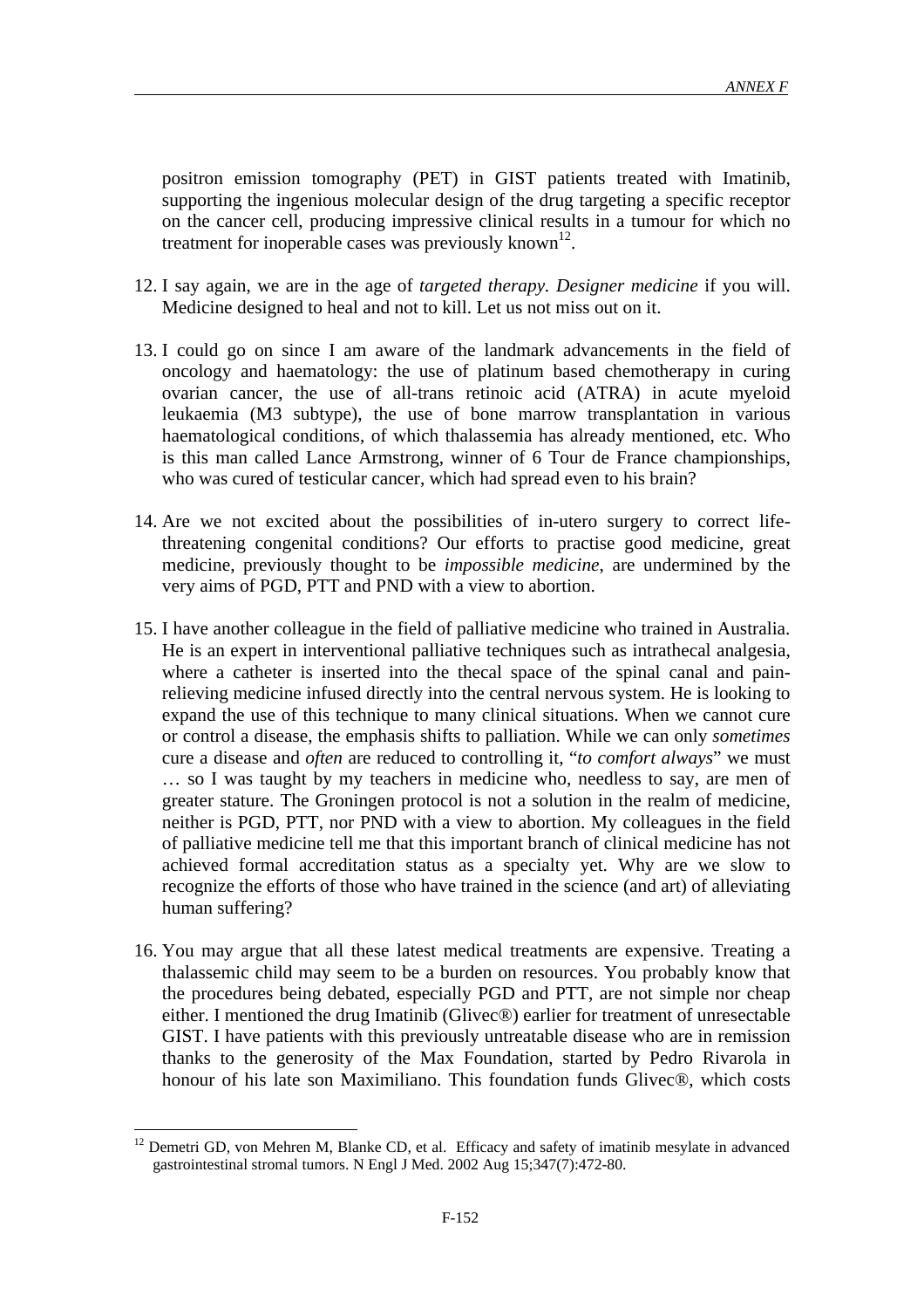positron emission tomography (PET) in GIST patients treated with Imatinib, supporting the ingenious molecular design of the drug targeting a specific receptor on the cancer cell, producing impressive clinical results in a tumour for which no treatment for inoperable cases was previously known[12].

12. I say again, we are in the age of *targeted therapy*. *Designer medicine* if you will. Medicine designed to heal and not to kill. Let us not miss out on it.

13. I could go on since I am aware of the landmark advancements in the field of oncology and haematology: the use of platinum based chemotherapy in curing ovarian cancer, the use of all-trans retinoic acid (ATRA) in acute myeloid leukaemia (M3 subtype), the use of bone marrow transplantation in various haematological conditions, of which thalassemia has already mentioned, etc. Who is this man called Lance Armstrong, winner of 6 Tour de France championships, who was cured of testicular cancer, which had spread even to his brain?

14. Are we not excited about the possibilities of in-utero surgery to correct life-threatening congenital conditions? Our efforts to practise good medicine, great medicine, previously thought to be *impossible medicine*, are undermined by the very aims of PGD, PTT and PND with a view to abortion.

15. I have another colleague in the field of palliative medicine who trained in Australia. He is an expert in interventional palliative techniques such as intrathecal analgesia, where a catheter is inserted into the thecal space of the spinal canal and pain-relieving medicine infused directly into the central nervous system. He is looking to expand the use of this technique to many clinical situations. When we cannot cure or control a disease, the emphasis shifts to palliation. While we can only *sometimes* cure a disease and *often* are reduced to controlling it, "*to comfort always*" we must … so I was taught by my teachers in medicine who, needless to say, are men of greater stature. The Groningen protocol is not a solution in the realm of medicine, neither is PGD, PTT, nor PND with a view to abortion. My colleagues in the field of palliative medicine tell me that this important branch of clinical medicine has not achieved formal accreditation status as a specialty yet. Why are we slow to recognize the efforts of those who have trained in the science (and art) of alleviating human suffering?

16. You may argue that all these latest medical treatments are expensive. Treating a thalassemic child may seem to be a burden on resources. You probably know that the procedures being debated, especially PGD and PTT, are not simple nor cheap either. I mentioned the drug Imatinib (Glivec®) earlier for treatment of unresectable GIST. I have patients with this previously untreatable disease who are in remission thanks to the generosity of the Max Foundation, started by Pedro Rivarola in honour of his late son Maximiliano. This foundation funds Glivec®, which costs

---

[12] Demetri GD, von Mehren M, Blanke CD, et al. Efficacy and safety of imatinib mesylate in advanced gastrointestinal stromal tumors. N Engl J Med. 2002 Aug 15;347(7):472-80.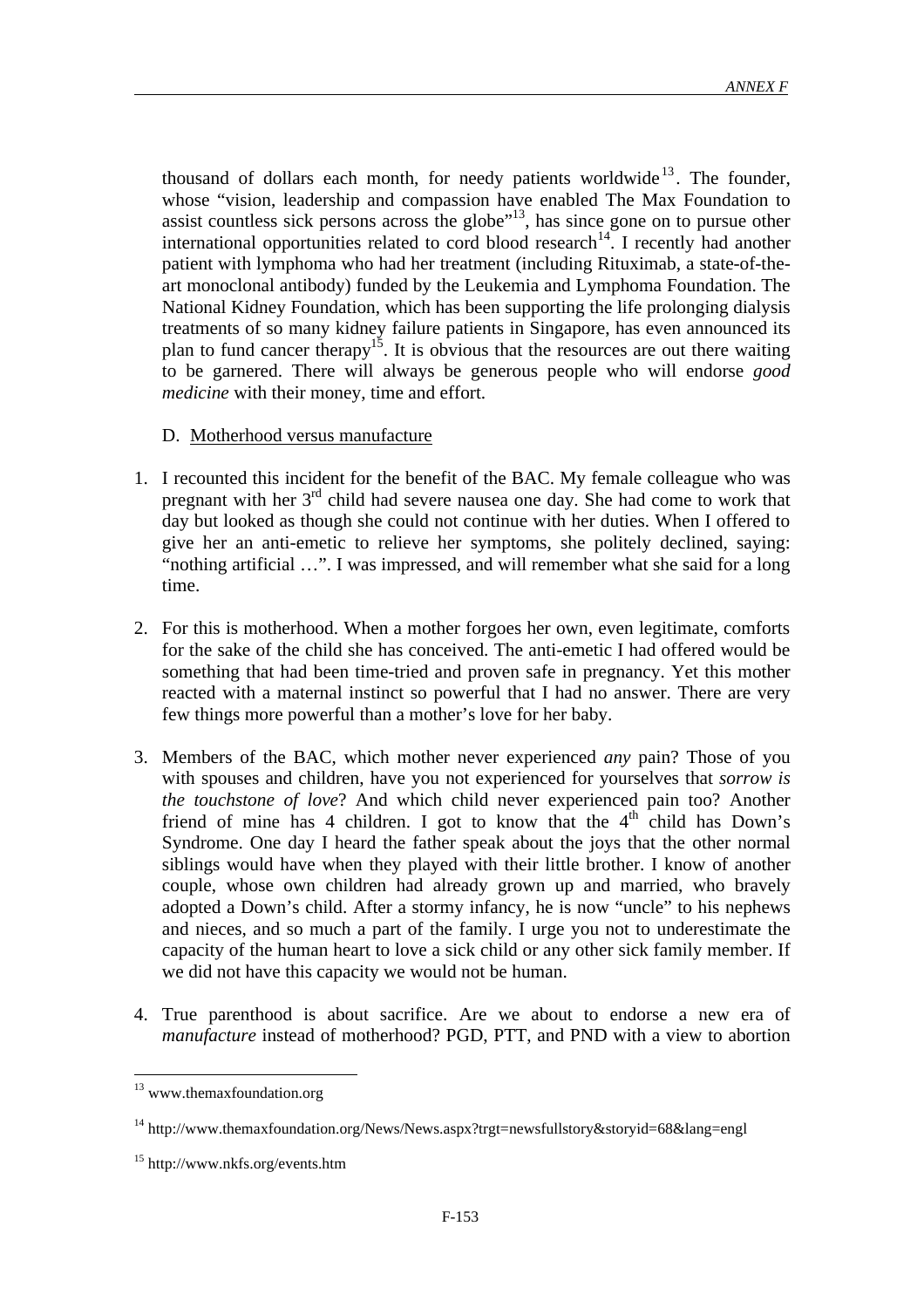thousand of dollars each month, for needy patients worldwide[13]. The founder, whose "vision, leadership and compassion have enabled The Max Foundation to assist countless sick persons across the globe"[13], has since gone on to pursue other international opportunities related to cord blood research[14]. I recently had another patient with lymphoma who had her treatment (including Rituximab, a state-of-the-art monoclonal antibody) funded by the Leukemia and Lymphoma Foundation. The National Kidney Foundation, which has been supporting the life prolonging dialysis treatments of so many kidney failure patients in Singapore, has even announced its plan to fund cancer therapy[15]. It is obvious that the resources are out there waiting to be garnered. There will always be generous people who will endorse *good medicine* with their money, time and effort.

D. Motherhood versus manufacture

1. I recounted this incident for the benefit of the BAC. My female colleague who was pregnant with her 3rd child had severe nausea one day. She had come to work that day but looked as though she could not continue with her duties. When I offered to give her an anti-emetic to relieve her symptoms, she politely declined, saying: "nothing artificial …". I was impressed, and will remember what she said for a long time.

2. For this is motherhood. When a mother forgoes her own, even legitimate, comforts for the sake of the child she has conceived. The anti-emetic I had offered would be something that had been time-tried and proven safe in pregnancy. Yet this mother reacted with a maternal instinct so powerful that I had no answer. There are very few things more powerful than a mother's love for her baby.

3. Members of the BAC, which mother never experienced *any* pain? Those of you with spouses and children, have you not experienced for yourselves that *sorrow is the touchstone of love*? And which child never experienced pain too? Another friend of mine has 4 children. I got to know that the 4th child has Down's Syndrome. One day I heard the father speak about the joys that the other normal siblings would have when they played with their little brother. I know of another couple, whose own children had already grown up and married, who bravely adopted a Down's child. After a stormy infancy, he is now "uncle" to his nephews and nieces, and so much a part of the family. I urge you not to underestimate the capacity of the human heart to love a sick child or any other sick family member. If we did not have this capacity we would not be human.

4. True parenthood is about sacrifice. Are we about to endorse a new era of *manufacture* instead of motherhood? PGD, PTT, and PND with a view to abortion

---

[13] www.themaxfoundation.org

[14] http://www.themaxfoundation.org/News/News.aspx?trgt=newsfullstory&storyid=68&lang=engl

[15] http://www.nkfs.org/events.htm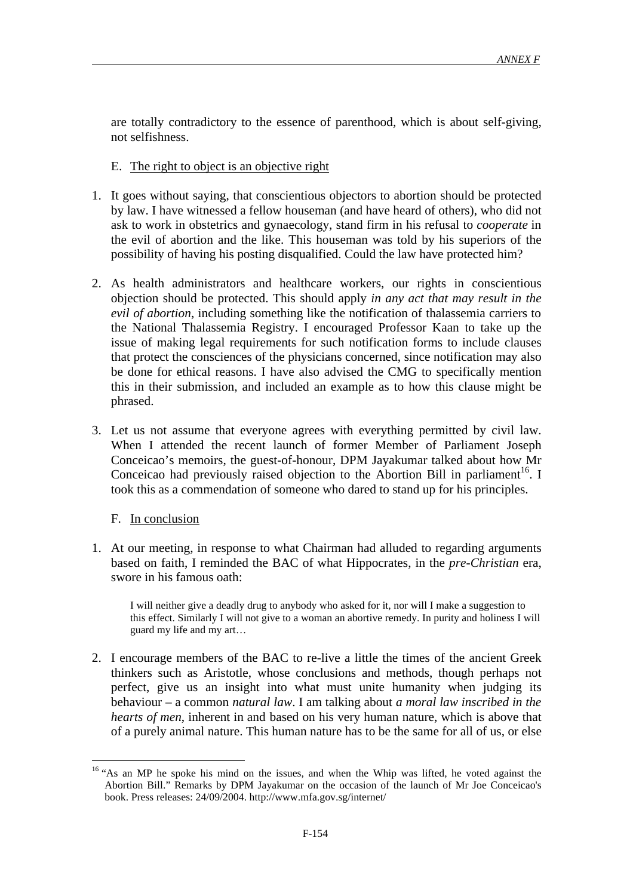are totally contradictory to the essence of parenthood, which is about self-giving, not selfishness.

E. The right to object is an objective right

1. It goes without saying, that conscientious objectors to abortion should be protected by law. I have witnessed a fellow houseman (and have heard of others), who did not ask to work in obstetrics and gynaecology, stand firm in his refusal to *cooperate* in the evil of abortion and the like. This houseman was told by his superiors of the possibility of having his posting disqualified. Could the law have protected him?

2. As health administrators and healthcare workers, our rights in conscientious objection should be protected. This should apply *in any act that may result in the evil of abortion*, including something like the notification of thalassemia carriers to the National Thalassemia Registry. I encouraged Professor Kaan to take up the issue of making legal requirements for such notification forms to include clauses that protect the consciences of the physicians concerned, since notification may also be done for ethical reasons. I have also advised the CMG to specifically mention this in their submission, and included an example as to how this clause might be phrased.

3. Let us not assume that everyone agrees with everything permitted by civil law. When I attended the recent launch of former Member of Parliament Joseph Conceicao's memoirs, the guest-of-honour, DPM Jayakumar talked about how Mr Conceicao had previously raised objection to the Abortion Bill in parliament[16]. I took this as a commendation of someone who dared to stand up for his principles.

F. In conclusion

1. At our meeting, in response to what Chairman had alluded to regarding arguments based on faith, I reminded the BAC of what Hippocrates, in the *pre-Christian* era, swore in his famous oath:

> I will neither give a deadly drug to anybody who asked for it, nor will I make a suggestion to this effect. Similarly I will not give to a woman an abortive remedy. In purity and holiness I will guard my life and my art…

2. I encourage members of the BAC to re-live a little the times of the ancient Greek thinkers such as Aristotle, whose conclusions and methods, though perhaps not perfect, give us an insight into what must unite humanity when judging its behaviour – a common *natural law*. I am talking about *a moral law inscribed in the hearts of men*, inherent in and based on his very human nature, which is above that of a purely animal nature. This human nature has to be the same for all of us, or else

---

[16] "As an MP he spoke his mind on the issues, and when the Whip was lifted, he voted against the Abortion Bill." Remarks by DPM Jayakumar on the occasion of the launch of Mr Joe Conceicao's book. Press releases: 24/09/2004. http://www.mfa.gov.sg/internet/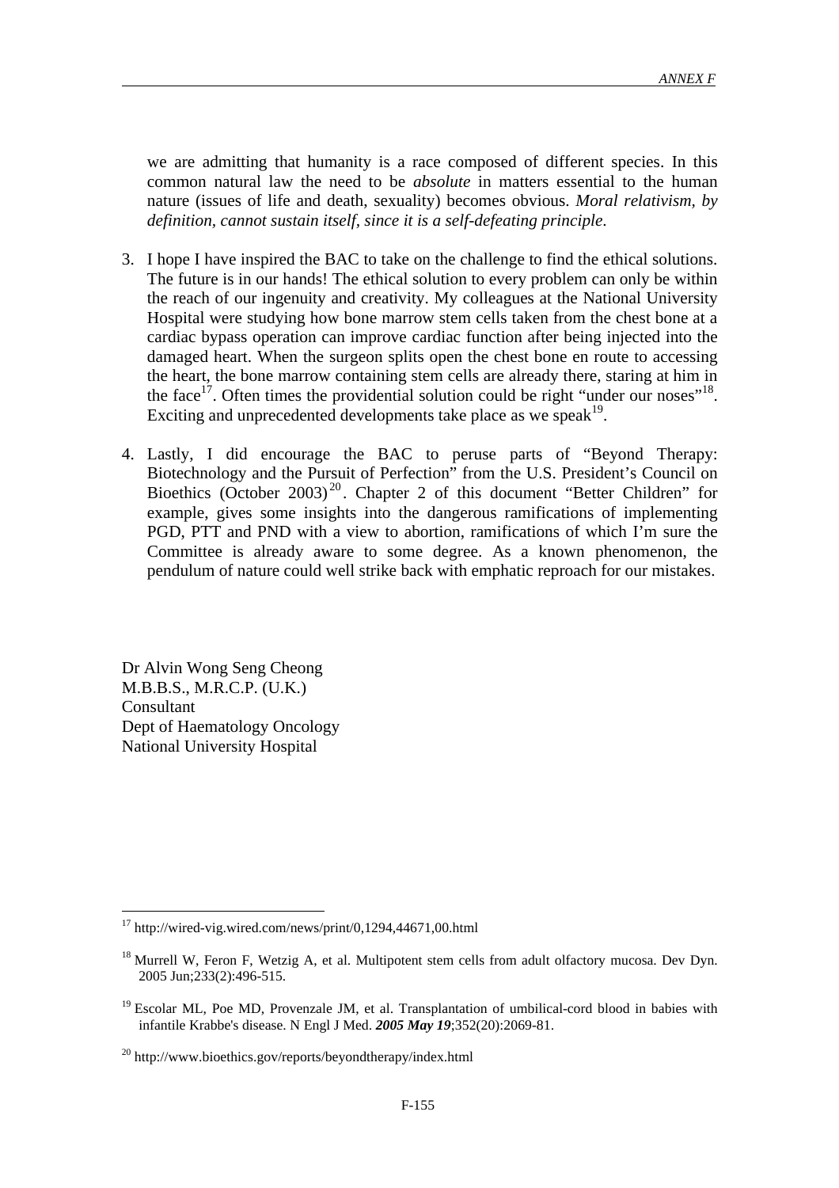we are admitting that humanity is a race composed of different species. In this common natural law the need to be *absolute* in matters essential to the human nature (issues of life and death, sexuality) becomes obvious. *Moral relativism, by definition, cannot sustain itself, since it is a self-defeating principle.*

3. I hope I have inspired the BAC to take on the challenge to find the ethical solutions. The future is in our hands! The ethical solution to every problem can only be within the reach of our ingenuity and creativity. My colleagues at the National University Hospital were studying how bone marrow stem cells taken from the chest bone at a cardiac bypass operation can improve cardiac function after being injected into the damaged heart. When the surgeon splits open the chest bone en route to accessing the heart, the bone marrow containing stem cells are already there, staring at him in the face[17]. Often times the providential solution could be right "under our noses"[18]. Exciting and unprecedented developments take place as we speak[19].

4. Lastly, I did encourage the BAC to peruse parts of "Beyond Therapy: Biotechnology and the Pursuit of Perfection" from the U.S. President's Council on Bioethics (October 2003)[20]. Chapter 2 of this document "Better Children" for example, gives some insights into the dangerous ramifications of implementing PGD, PTT and PND with a view to abortion, ramifications of which I'm sure the Committee is already aware to some degree. As a known phenomenon, the pendulum of nature could well strike back with emphatic reproach for our mistakes.

Dr Alvin Wong Seng Cheong
M.B.B.S., M.R.C.P. (U.K.)
Consultant
Dept of Haematology Oncology
National University Hospital

---

[17] http://wired-vig.wired.com/news/print/0,1294,44671,00.html

[18] Murrell W, Feron F, Wetzig A, et al. Multipotent stem cells from adult olfactory mucosa. Dev Dyn. 2005 Jun;233(2):496-515.

[19] Escolar ML, Poe MD, Provenzale JM, et al. Transplantation of umbilical-cord blood in babies with infantile Krabbe's disease. N Engl J Med. ***2005 May 19***;352(20):2069-81.

[20] http://www.bioethics.gov/reports/beyondtherapy/index.html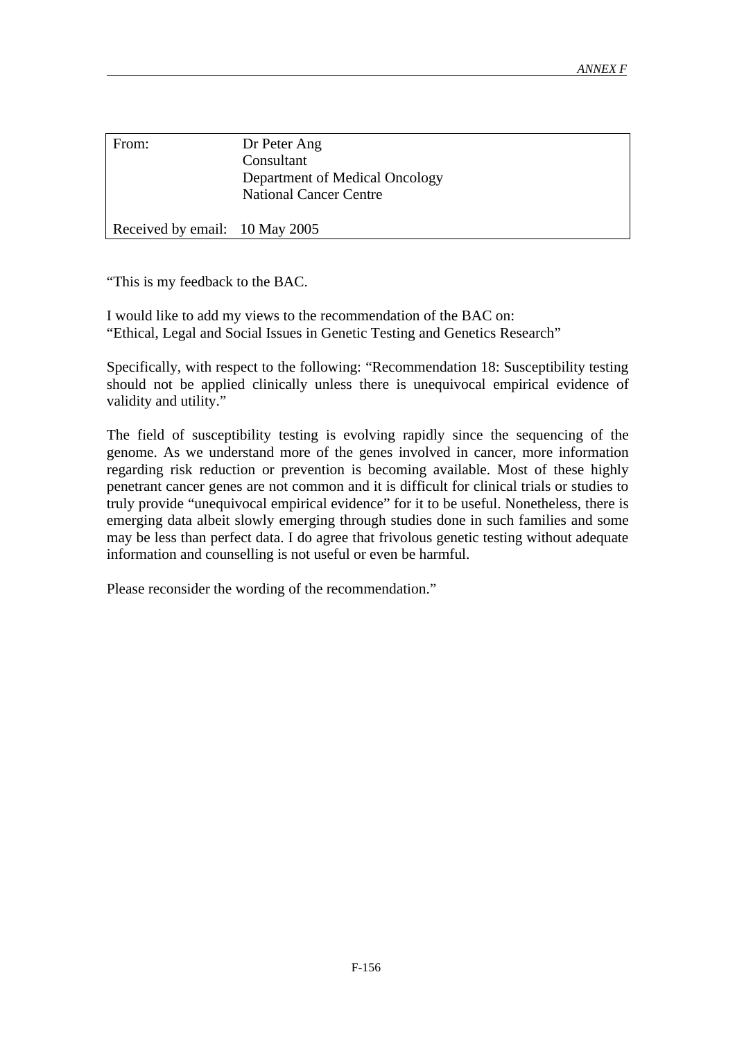| From: | Dr Peter Ang<br>Consultant<br>Department of Medical Oncology<br>National Cancer Centre |
|---|---|
| Received by email: | 10 May 2005 |

"This is my feedback to the BAC.

I would like to add my views to the recommendation of the BAC on:
"Ethical, Legal and Social Issues in Genetic Testing and Genetics Research"

Specifically, with respect to the following: "Recommendation 18: Susceptibility testing should not be applied clinically unless there is unequivocal empirical evidence of validity and utility."

The field of susceptibility testing is evolving rapidly since the sequencing of the genome. As we understand more of the genes involved in cancer, more information regarding risk reduction or prevention is becoming available. Most of these highly penetrant cancer genes are not common and it is difficult for clinical trials or studies to truly provide "unequivocal empirical evidence" for it to be useful. Nonetheless, there is emerging data albeit slowly emerging through studies done in such families and some may be less than perfect data. I do agree that frivolous genetic testing without adequate information and counselling is not useful or even be harmful.

Please reconsider the wording of the recommendation."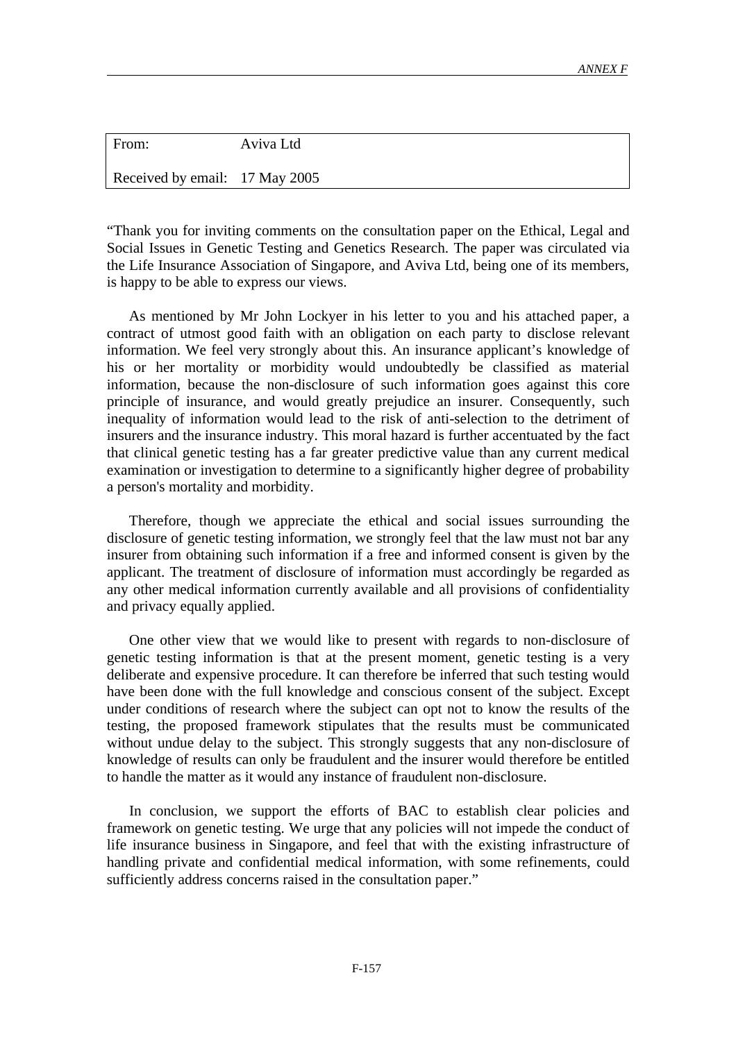| From: | Aviva Ltd |
| --- | --- |
| Received by email: | 17 May 2005 |

"Thank you for inviting comments on the consultation paper on the Ethical, Legal and Social Issues in Genetic Testing and Genetics Research. The paper was circulated via the Life Insurance Association of Singapore, and Aviva Ltd, being one of its members, is happy to be able to express our views.

As mentioned by Mr John Lockyer in his letter to you and his attached paper, a contract of utmost good faith with an obligation on each party to disclose relevant information. We feel very strongly about this. An insurance applicant's knowledge of his or her mortality or morbidity would undoubtedly be classified as material information, because the non-disclosure of such information goes against this core principle of insurance, and would greatly prejudice an insurer. Consequently, such inequality of information would lead to the risk of anti-selection to the detriment of insurers and the insurance industry. This moral hazard is further accentuated by the fact that clinical genetic testing has a far greater predictive value than any current medical examination or investigation to determine to a significantly higher degree of probability a person's mortality and morbidity.

Therefore, though we appreciate the ethical and social issues surrounding the disclosure of genetic testing information, we strongly feel that the law must not bar any insurer from obtaining such information if a free and informed consent is given by the applicant. The treatment of disclosure of information must accordingly be regarded as any other medical information currently available and all provisions of confidentiality and privacy equally applied.

One other view that we would like to present with regards to non-disclosure of genetic testing information is that at the present moment, genetic testing is a very deliberate and expensive procedure. It can therefore be inferred that such testing would have been done with the full knowledge and conscious consent of the subject. Except under conditions of research where the subject can opt not to know the results of the testing, the proposed framework stipulates that the results must be communicated without undue delay to the subject. This strongly suggests that any non-disclosure of knowledge of results can only be fraudulent and the insurer would therefore be entitled to handle the matter as it would any instance of fraudulent non-disclosure.

In conclusion, we support the efforts of BAC to establish clear policies and framework on genetic testing. We urge that any policies will not impede the conduct of life insurance business in Singapore, and feel that with the existing infrastructure of handling private and confidential medical information, with some refinements, could sufficiently address concerns raised in the consultation paper."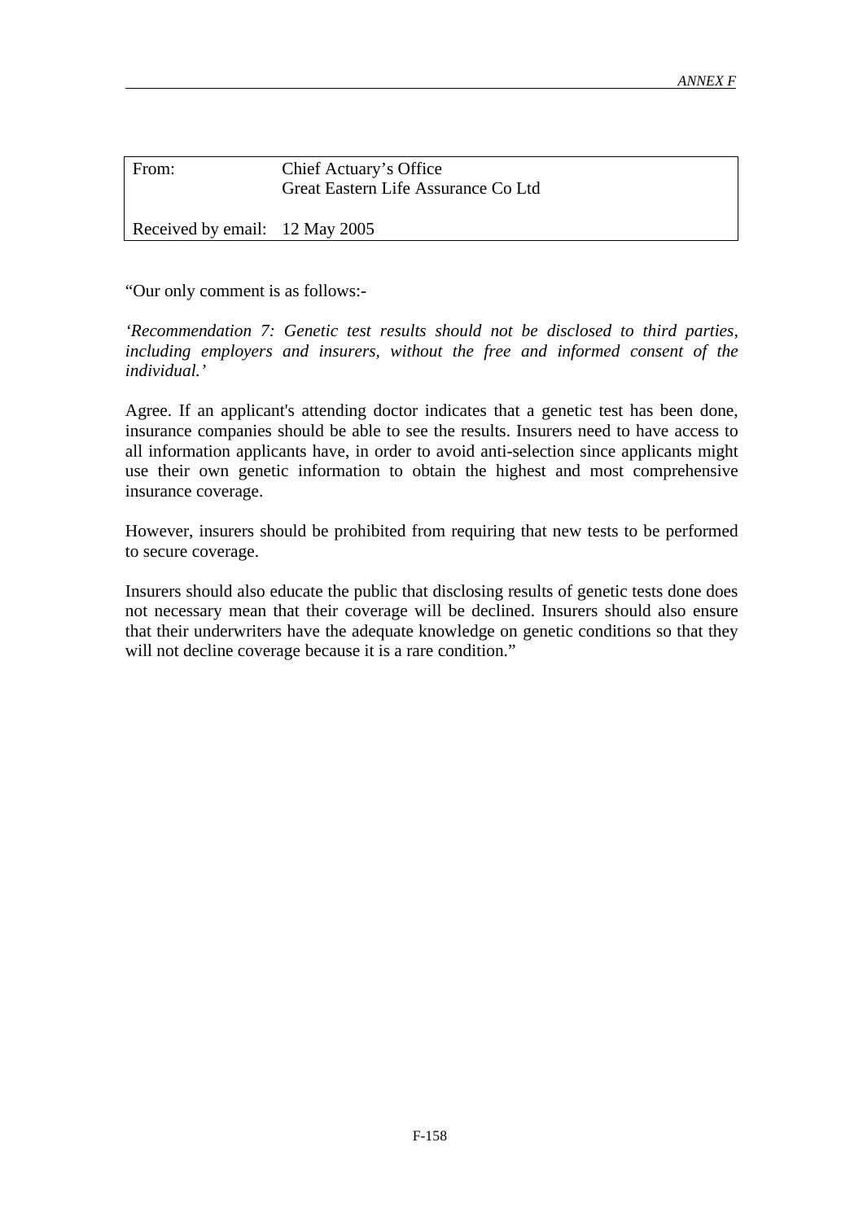| From: | Chief Actuary's Office<br>Great Eastern Life Assurance Co Ltd |
|---|---|
| Received by email: | 12 May 2005 |

"Our only comment is as follows:-

*'Recommendation 7: Genetic test results should not be disclosed to third parties, including employers and insurers, without the free and informed consent of the individual.'*

Agree. If an applicant's attending doctor indicates that a genetic test has been done, insurance companies should be able to see the results. Insurers need to have access to all information applicants have, in order to avoid anti-selection since applicants might use their own genetic information to obtain the highest and most comprehensive insurance coverage.

However, insurers should be prohibited from requiring that new tests to be performed to secure coverage.

Insurers should also educate the public that disclosing results of genetic tests done does not necessary mean that their coverage will be declined. Insurers should also ensure that their underwriters have the adequate knowledge on genetic conditions so that they will not decline coverage because it is a rare condition."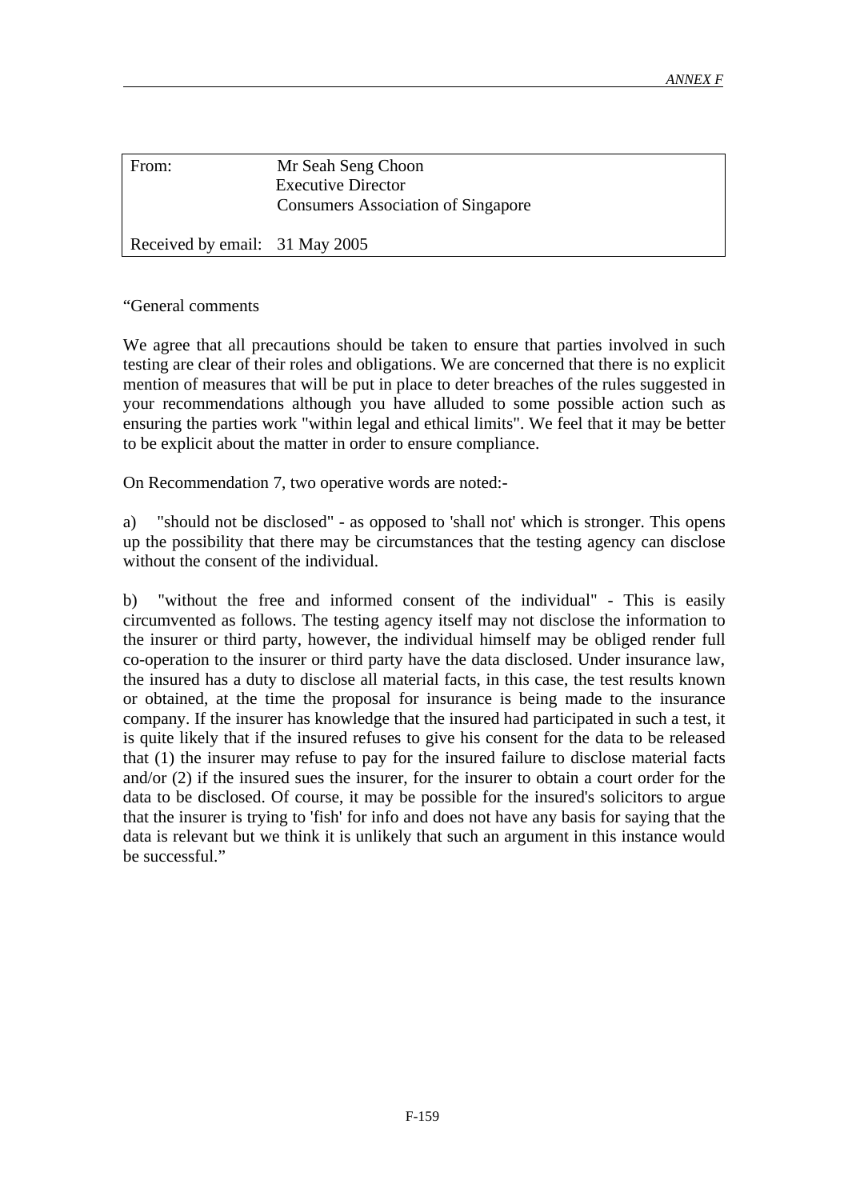| From: | Mr Seah Seng Choon<br>Executive Director<br>Consumers Association of Singapore |
|---|---|
| Received by email: | 31 May 2005 |

"General comments

We agree that all precautions should be taken to ensure that parties involved in such testing are clear of their roles and obligations. We are concerned that there is no explicit mention of measures that will be put in place to deter breaches of the rules suggested in your recommendations although you have alluded to some possible action such as ensuring the parties work "within legal and ethical limits". We feel that it may be better to be explicit about the matter in order to ensure compliance.

On Recommendation 7, two operative words are noted:-

a) "should not be disclosed" - as opposed to 'shall not' which is stronger. This opens up the possibility that there may be circumstances that the testing agency can disclose without the consent of the individual.

b) "without the free and informed consent of the individual" - This is easily circumvented as follows. The testing agency itself may not disclose the information to the insurer or third party, however, the individual himself may be obliged render full co-operation to the insurer or third party have the data disclosed. Under insurance law, the insured has a duty to disclose all material facts, in this case, the test results known or obtained, at the time the proposal for insurance is being made to the insurance company. If the insurer has knowledge that the insured had participated in such a test, it is quite likely that if the insured refuses to give his consent for the data to be released that (1) the insurer may refuse to pay for the insured failure to disclose material facts and/or (2) if the insured sues the insurer, for the insurer to obtain a court order for the data to be disclosed. Of course, it may be possible for the insured's solicitors to argue that the insurer is trying to 'fish' for info and does not have any basis for saying that the data is relevant but we think it is unlikely that such an argument in this instance would be successful."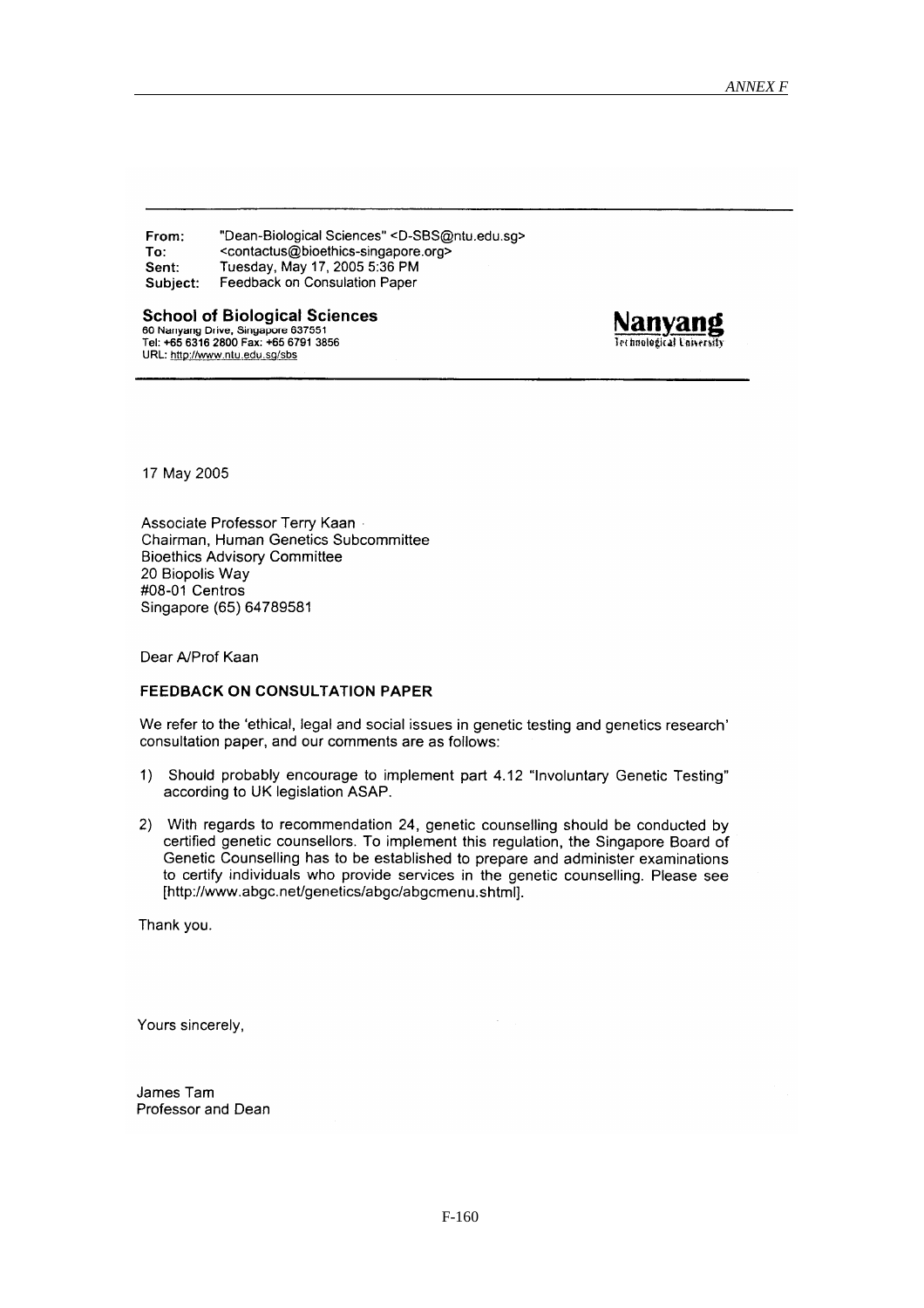*ANNEX F*

**From:** "Dean-Biological Sciences" <D-SBS@ntu.edu.sg>
**To:** <contactus@bioethics-singapore.org>
**Sent:** Tuesday, May 17, 2005 5:36 PM
**Subject:** Feedback on Consulation Paper

**School of Biological Sciences**
60 Nanyang Drive, Singapore 637551
Tel: +65 6316 2800 Fax: +65 6791 3856
URL: http://www.ntu.edu.sg/sbs

**Nanyang**
Technological University

17 May 2005

Associate Professor Terry Kaan
Chairman, Human Genetics Subcommittee
Bioethics Advisory Committee
20 Biopolis Way
#08-01 Centros
Singapore (65) 64789581

Dear A/Prof Kaan

**FEEDBACK ON CONSULTATION PAPER**

We refer to the 'ethical, legal and social issues in genetic testing and genetics research' consultation paper, and our comments are as follows:

1) Should probably encourage to implement part 4.12 "Involuntary Genetic Testing" according to UK legislation ASAP.

2) With regards to recommendation 24, genetic counselling should be conducted by certified genetic counsellors. To implement this regulation, the Singapore Board of Genetic Counselling has to be established to prepare and administer examinations to certify individuals who provide services in the genetic counselling. Please see [http://www.abgc.net/genetics/abgc/abgcmenu.shtml].

Thank you.

Yours sincerely,

James Tam
Professor and Dean